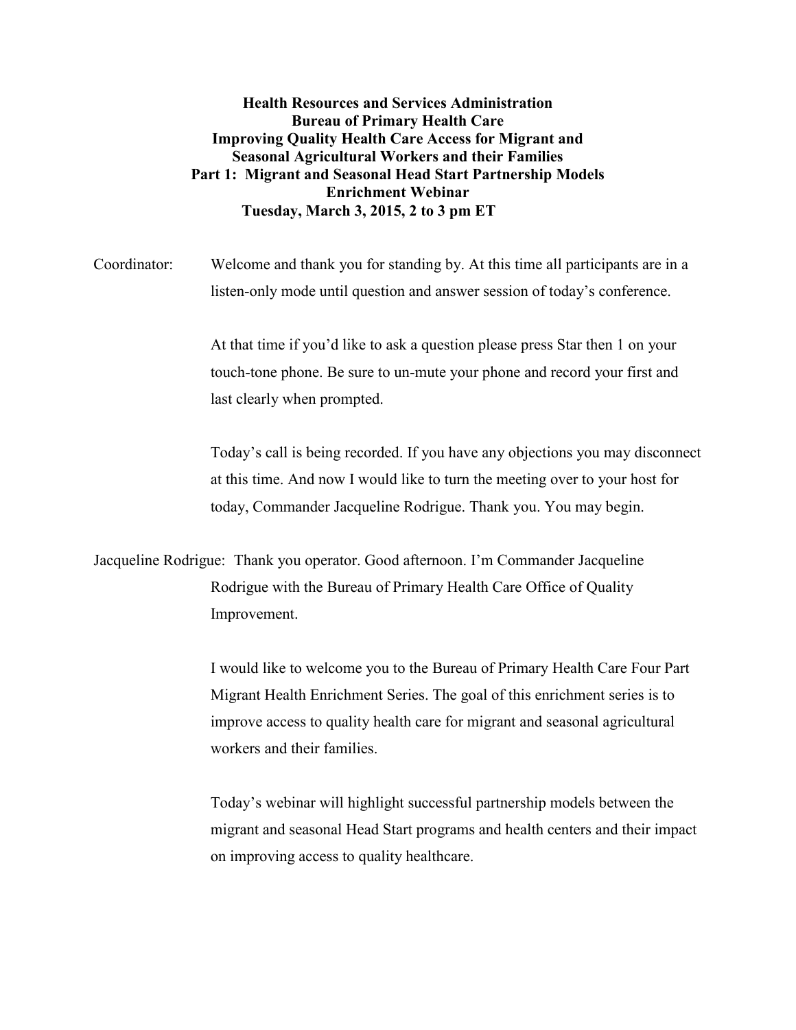**Health Resources and Services Administration**
**Bureau of Primary Health Care**
**Improving Quality Health Care Access for Migrant and Seasonal Agricultural Workers and their Families**
**Part 1: Migrant and Seasonal Head Start Partnership Models**
**Enrichment Webinar**
**Tuesday, March 3, 2015, 2 to 3 pm ET**

Coordinator: Welcome and thank you for standing by. At this time all participants are in a listen-only mode until question and answer session of today's conference.

At that time if you'd like to ask a question please press Star then 1 on your touch-tone phone. Be sure to un-mute your phone and record your first and last clearly when prompted.

Today's call is being recorded. If you have any objections you may disconnect at this time. And now I would like to turn the meeting over to your host for today, Commander Jacqueline Rodrigue. Thank you. You may begin.

Jacqueline Rodrigue: Thank you operator. Good afternoon. I'm Commander Jacqueline Rodrigue with the Bureau of Primary Health Care Office of Quality Improvement.

I would like to welcome you to the Bureau of Primary Health Care Four Part Migrant Health Enrichment Series. The goal of this enrichment series is to improve access to quality health care for migrant and seasonal agricultural workers and their families.

Today's webinar will highlight successful partnership models between the migrant and seasonal Head Start programs and health centers and their impact on improving access to quality healthcare.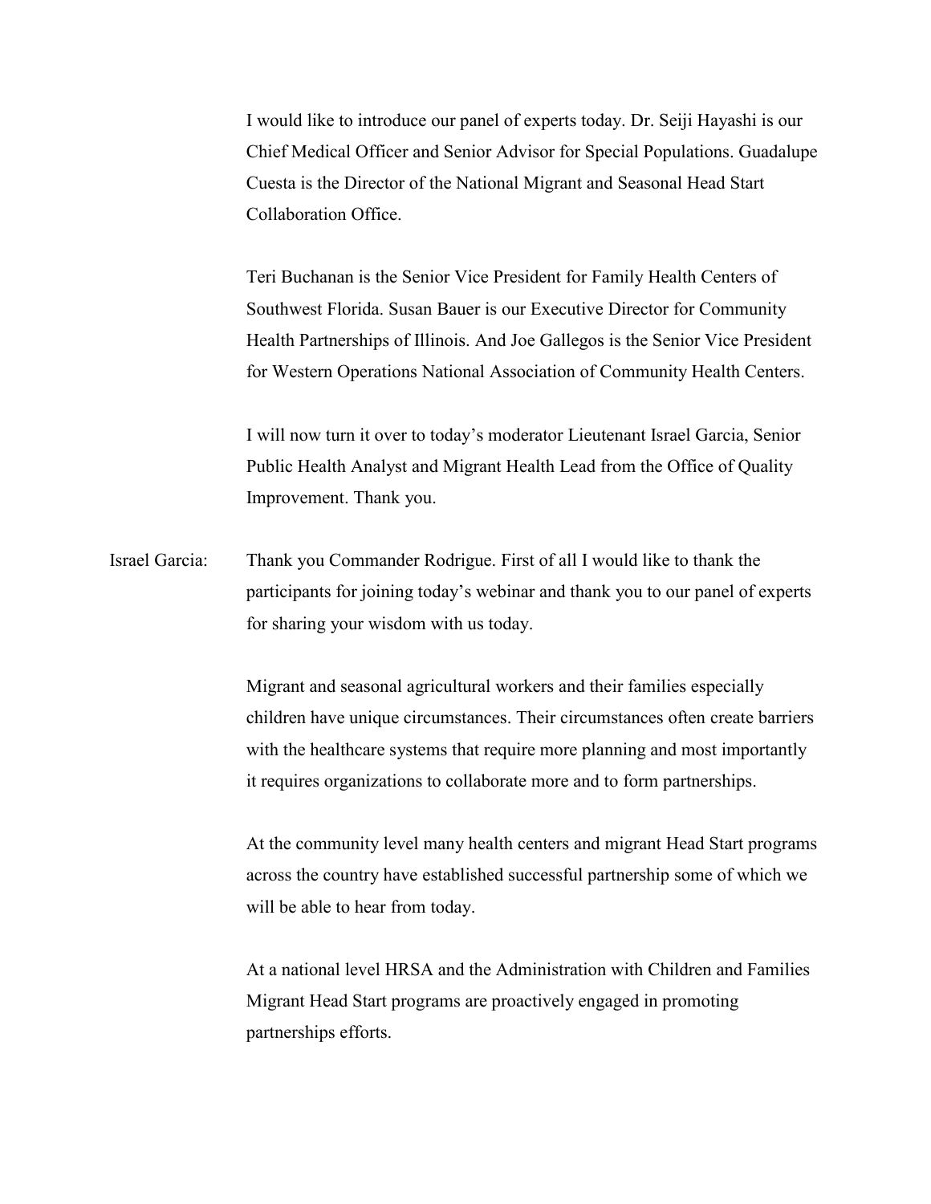I would like to introduce our panel of experts today. Dr. Seiji Hayashi is our Chief Medical Officer and Senior Advisor for Special Populations. Guadalupe Cuesta is the Director of the National Migrant and Seasonal Head Start Collaboration Office.

Teri Buchanan is the Senior Vice President for Family Health Centers of Southwest Florida. Susan Bauer is our Executive Director for Community Health Partnerships of Illinois. And Joe Gallegos is the Senior Vice President for Western Operations National Association of Community Health Centers.

I will now turn it over to today's moderator Lieutenant Israel Garcia, Senior Public Health Analyst and Migrant Health Lead from the Office of Quality Improvement. Thank you.

Israel Garcia: Thank you Commander Rodrigue. First of all I would like to thank the participants for joining today's webinar and thank you to our panel of experts for sharing your wisdom with us today.

Migrant and seasonal agricultural workers and their families especially children have unique circumstances. Their circumstances often create barriers with the healthcare systems that require more planning and most importantly it requires organizations to collaborate more and to form partnerships.

At the community level many health centers and migrant Head Start programs across the country have established successful partnership some of which we will be able to hear from today.

At a national level HRSA and the Administration with Children and Families Migrant Head Start programs are proactively engaged in promoting partnerships efforts.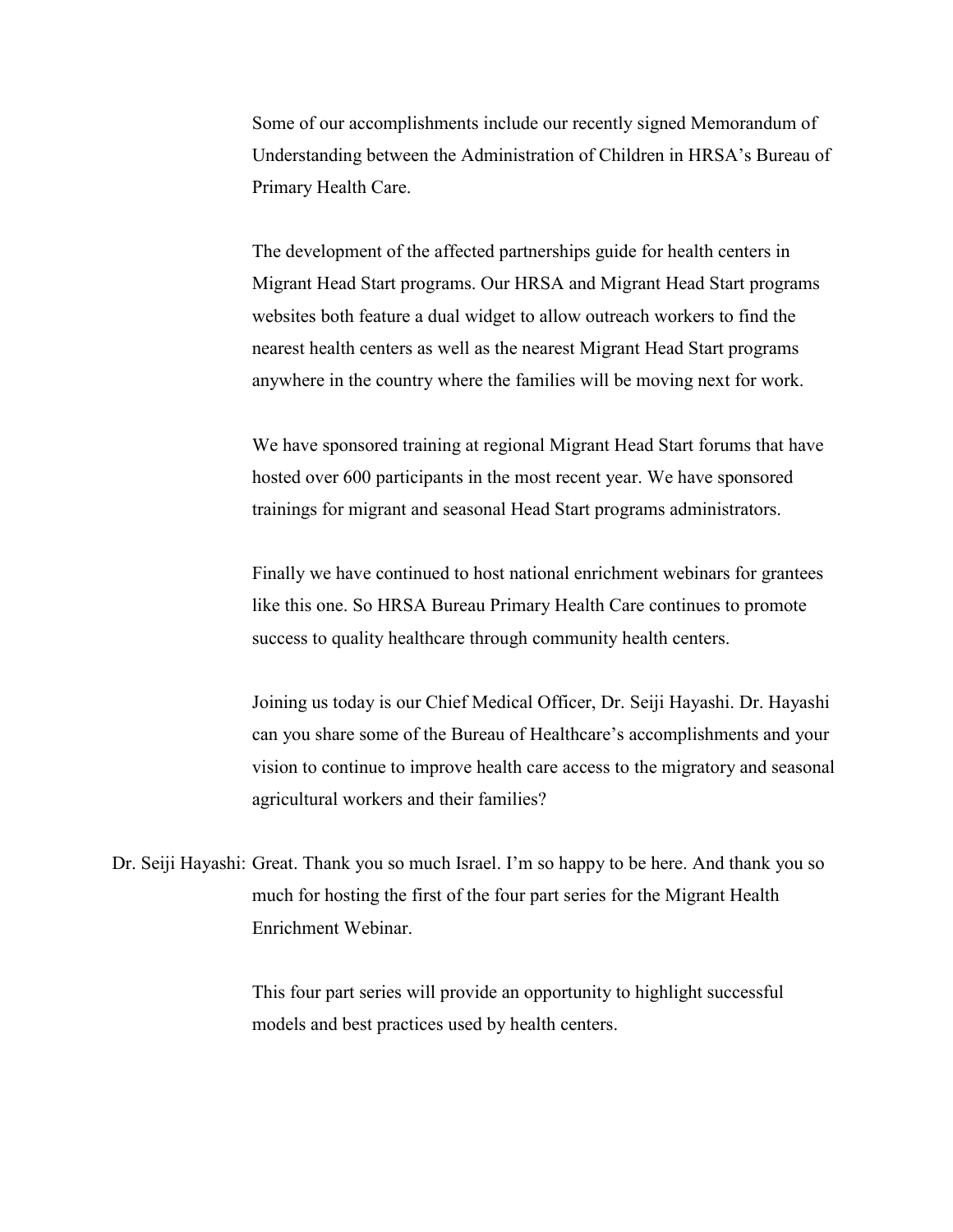Some of our accomplishments include our recently signed Memorandum of Understanding between the Administration of Children in HRSA's Bureau of Primary Health Care.

The development of the affected partnerships guide for health centers in Migrant Head Start programs. Our HRSA and Migrant Head Start programs websites both feature a dual widget to allow outreach workers to find the nearest health centers as well as the nearest Migrant Head Start programs anywhere in the country where the families will be moving next for work.

We have sponsored training at regional Migrant Head Start forums that have hosted over 600 participants in the most recent year. We have sponsored trainings for migrant and seasonal Head Start programs administrators.

Finally we have continued to host national enrichment webinars for grantees like this one. So HRSA Bureau Primary Health Care continues to promote success to quality healthcare through community health centers.

Joining us today is our Chief Medical Officer, Dr. Seiji Hayashi. Dr. Hayashi can you share some of the Bureau of Healthcare's accomplishments and your vision to continue to improve health care access to the migratory and seasonal agricultural workers and their families?

Dr. Seiji Hayashi: Great. Thank you so much Israel. I'm so happy to be here. And thank you so much for hosting the first of the four part series for the Migrant Health Enrichment Webinar.

This four part series will provide an opportunity to highlight successful models and best practices used by health centers.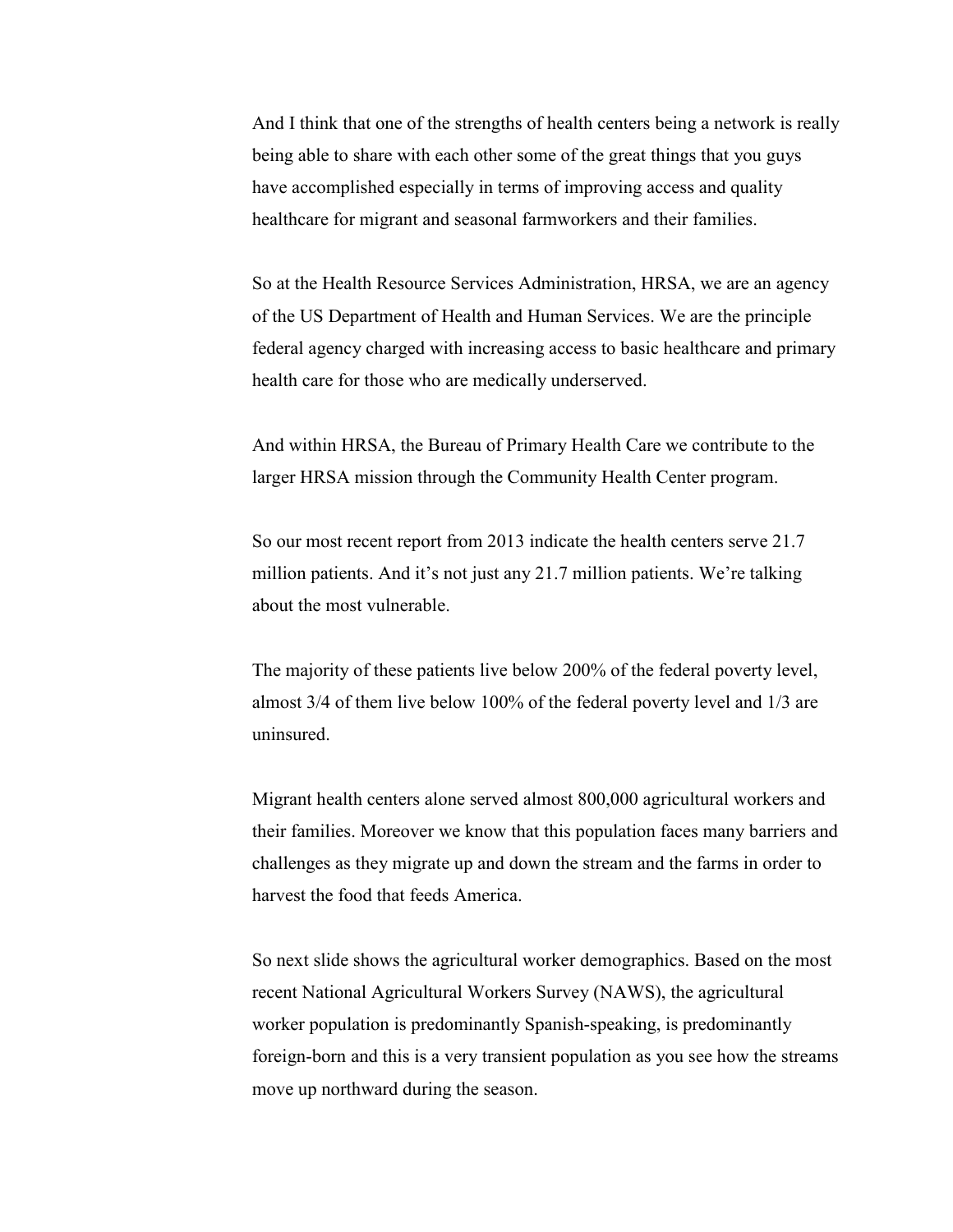And I think that one of the strengths of health centers being a network is really being able to share with each other some of the great things that you guys have accomplished especially in terms of improving access and quality healthcare for migrant and seasonal farmworkers and their families.

So at the Health Resource Services Administration, HRSA, we are an agency of the US Department of Health and Human Services. We are the principle federal agency charged with increasing access to basic healthcare and primary health care for those who are medically underserved.

And within HRSA, the Bureau of Primary Health Care we contribute to the larger HRSA mission through the Community Health Center program.

So our most recent report from 2013 indicate the health centers serve 21.7 million patients. And it's not just any 21.7 million patients. We're talking about the most vulnerable.

The majority of these patients live below 200% of the federal poverty level, almost 3/4 of them live below 100% of the federal poverty level and 1/3 are uninsured.

Migrant health centers alone served almost 800,000 agricultural workers and their families. Moreover we know that this population faces many barriers and challenges as they migrate up and down the stream and the farms in order to harvest the food that feeds America.

So next slide shows the agricultural worker demographics. Based on the most recent National Agricultural Workers Survey (NAWS), the agricultural worker population is predominantly Spanish-speaking, is predominantly foreign-born and this is a very transient population as you see how the streams move up northward during the season.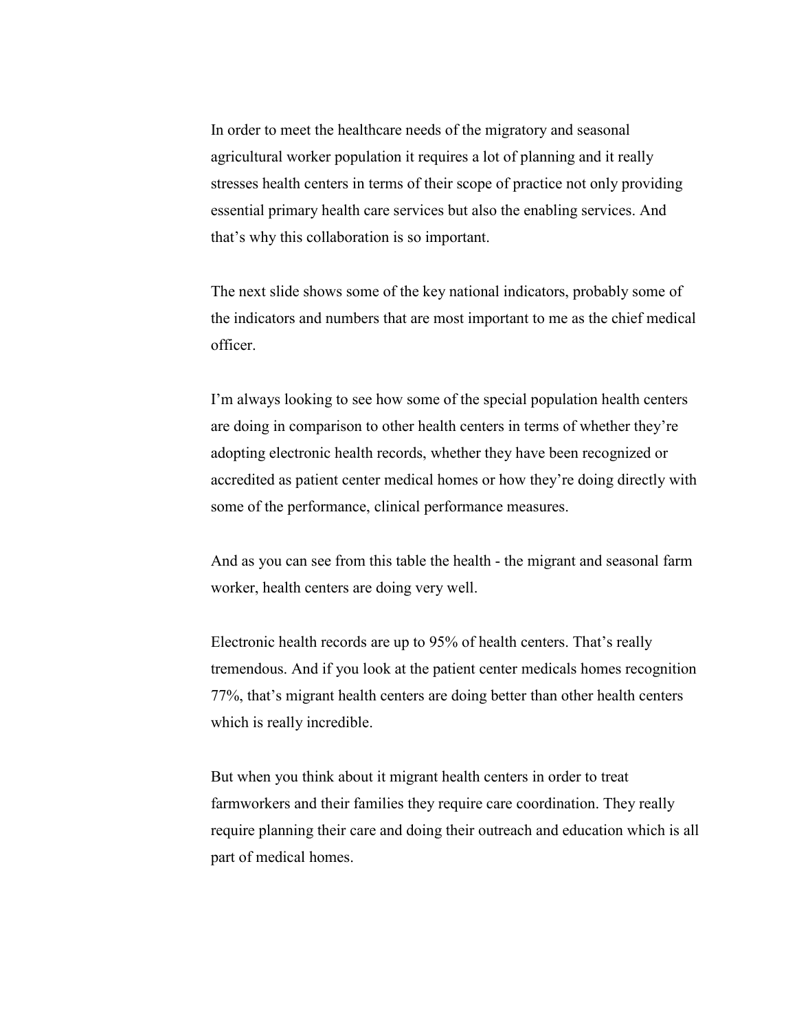In order to meet the healthcare needs of the migratory and seasonal agricultural worker population it requires a lot of planning and it really stresses health centers in terms of their scope of practice not only providing essential primary health care services but also the enabling services. And that's why this collaboration is so important.

The next slide shows some of the key national indicators, probably some of the indicators and numbers that are most important to me as the chief medical officer.

I'm always looking to see how some of the special population health centers are doing in comparison to other health centers in terms of whether they're adopting electronic health records, whether they have been recognized or accredited as patient center medical homes or how they're doing directly with some of the performance, clinical performance measures.

And as you can see from this table the health - the migrant and seasonal farm worker, health centers are doing very well.

Electronic health records are up to 95% of health centers. That's really tremendous. And if you look at the patient center medicals homes recognition 77%, that's migrant health centers are doing better than other health centers which is really incredible.

But when you think about it migrant health centers in order to treat farmworkers and their families they require care coordination. They really require planning their care and doing their outreach and education which is all part of medical homes.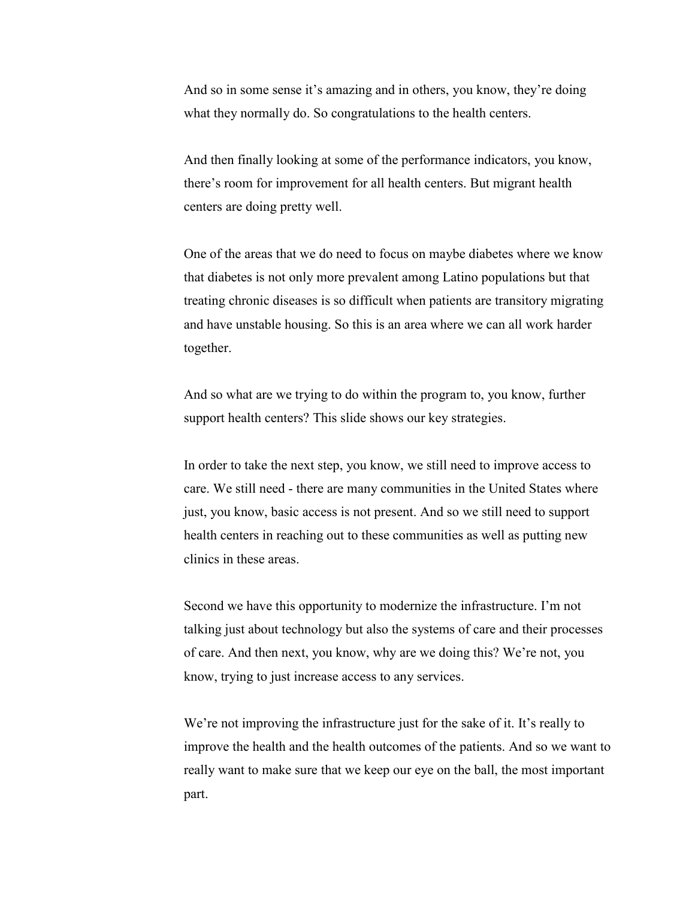And so in some sense it's amazing and in others, you know, they're doing what they normally do. So congratulations to the health centers.

And then finally looking at some of the performance indicators, you know, there's room for improvement for all health centers. But migrant health centers are doing pretty well.

One of the areas that we do need to focus on maybe diabetes where we know that diabetes is not only more prevalent among Latino populations but that treating chronic diseases is so difficult when patients are transitory migrating and have unstable housing. So this is an area where we can all work harder together.

And so what are we trying to do within the program to, you know, further support health centers? This slide shows our key strategies.

In order to take the next step, you know, we still need to improve access to care. We still need - there are many communities in the United States where just, you know, basic access is not present. And so we still need to support health centers in reaching out to these communities as well as putting new clinics in these areas.

Second we have this opportunity to modernize the infrastructure. I'm not talking just about technology but also the systems of care and their processes of care. And then next, you know, why are we doing this? We're not, you know, trying to just increase access to any services.

We're not improving the infrastructure just for the sake of it. It's really to improve the health and the health outcomes of the patients. And so we want to really want to make sure that we keep our eye on the ball, the most important part.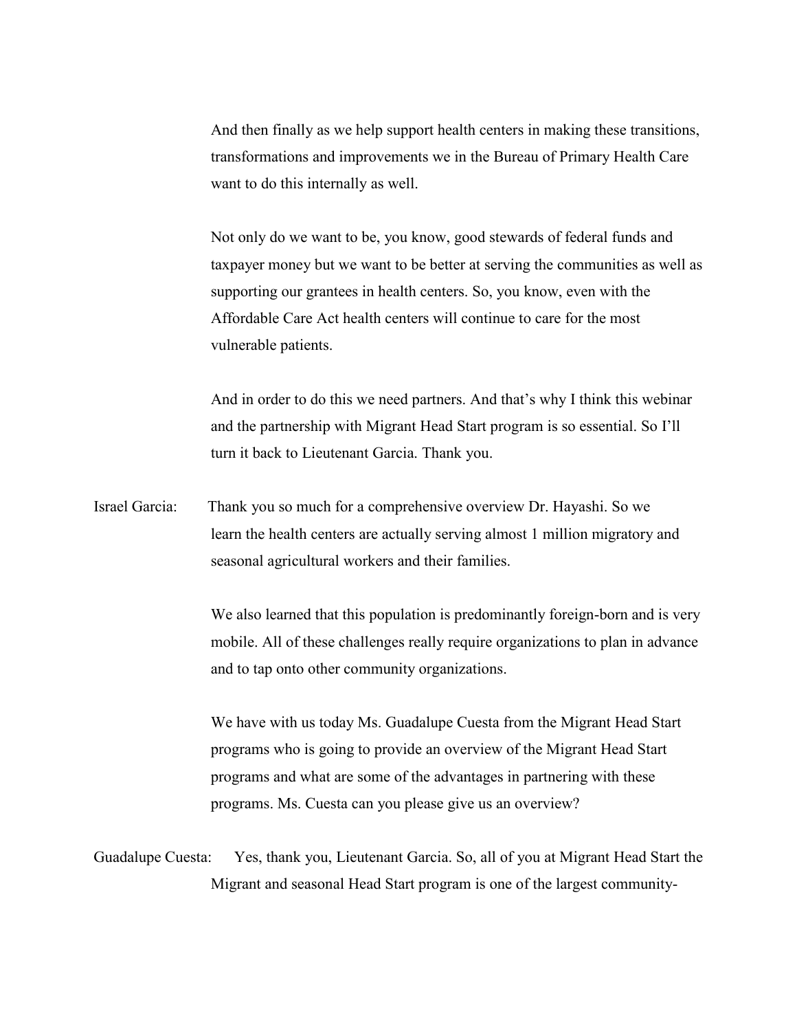And then finally as we help support health centers in making these transitions, transformations and improvements we in the Bureau of Primary Health Care want to do this internally as well.

Not only do we want to be, you know, good stewards of federal funds and taxpayer money but we want to be better at serving the communities as well as supporting our grantees in health centers. So, you know, even with the Affordable Care Act health centers will continue to care for the most vulnerable patients.

And in order to do this we need partners. And that's why I think this webinar and the partnership with Migrant Head Start program is so essential. So I'll turn it back to Lieutenant Garcia. Thank you.

Israel Garcia: Thank you so much for a comprehensive overview Dr. Hayashi. So we learn the health centers are actually serving almost 1 million migratory and seasonal agricultural workers and their families.

We also learned that this population is predominantly foreign-born and is very mobile. All of these challenges really require organizations to plan in advance and to tap onto other community organizations.

We have with us today Ms. Guadalupe Cuesta from the Migrant Head Start programs who is going to provide an overview of the Migrant Head Start programs and what are some of the advantages in partnering with these programs. Ms. Cuesta can you please give us an overview?

Guadalupe Cuesta: Yes, thank you, Lieutenant Garcia. So, all of you at Migrant Head Start the Migrant and seasonal Head Start program is one of the largest community-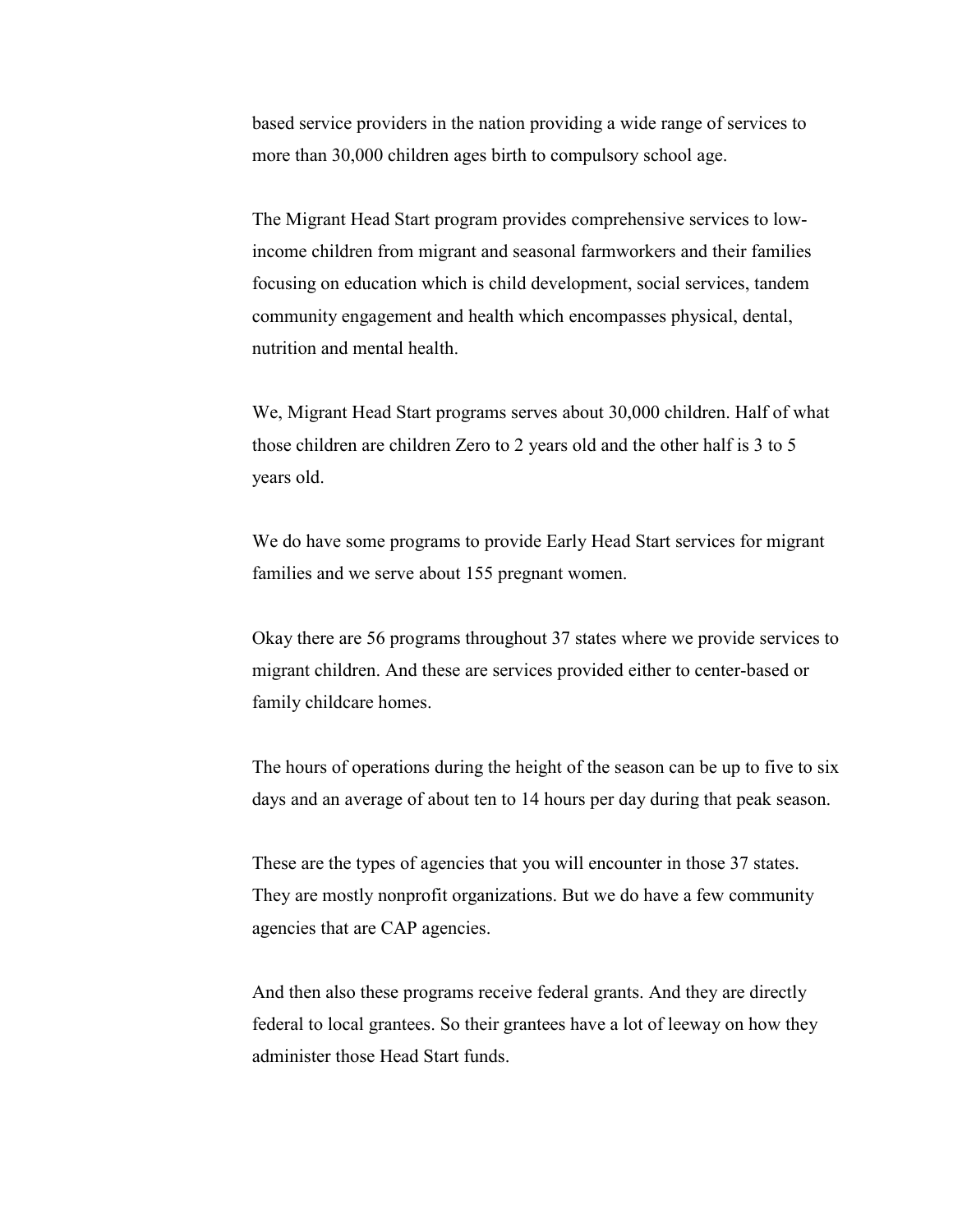based service providers in the nation providing a wide range of services to more than 30,000 children ages birth to compulsory school age.

The Migrant Head Start program provides comprehensive services to low-income children from migrant and seasonal farmworkers and their families focusing on education which is child development, social services, tandem community engagement and health which encompasses physical, dental, nutrition and mental health.

We, Migrant Head Start programs serves about 30,000 children. Half of what those children are children Zero to 2 years old and the other half is 3 to 5 years old.

We do have some programs to provide Early Head Start services for migrant families and we serve about 155 pregnant women.

Okay there are 56 programs throughout 37 states where we provide services to migrant children. And these are services provided either to center-based or family childcare homes.

The hours of operations during the height of the season can be up to five to six days and an average of about ten to 14 hours per day during that peak season.

These are the types of agencies that you will encounter in those 37 states. They are mostly nonprofit organizations. But we do have a few community agencies that are CAP agencies.

And then also these programs receive federal grants. And they are directly federal to local grantees. So their grantees have a lot of leeway on how they administer those Head Start funds.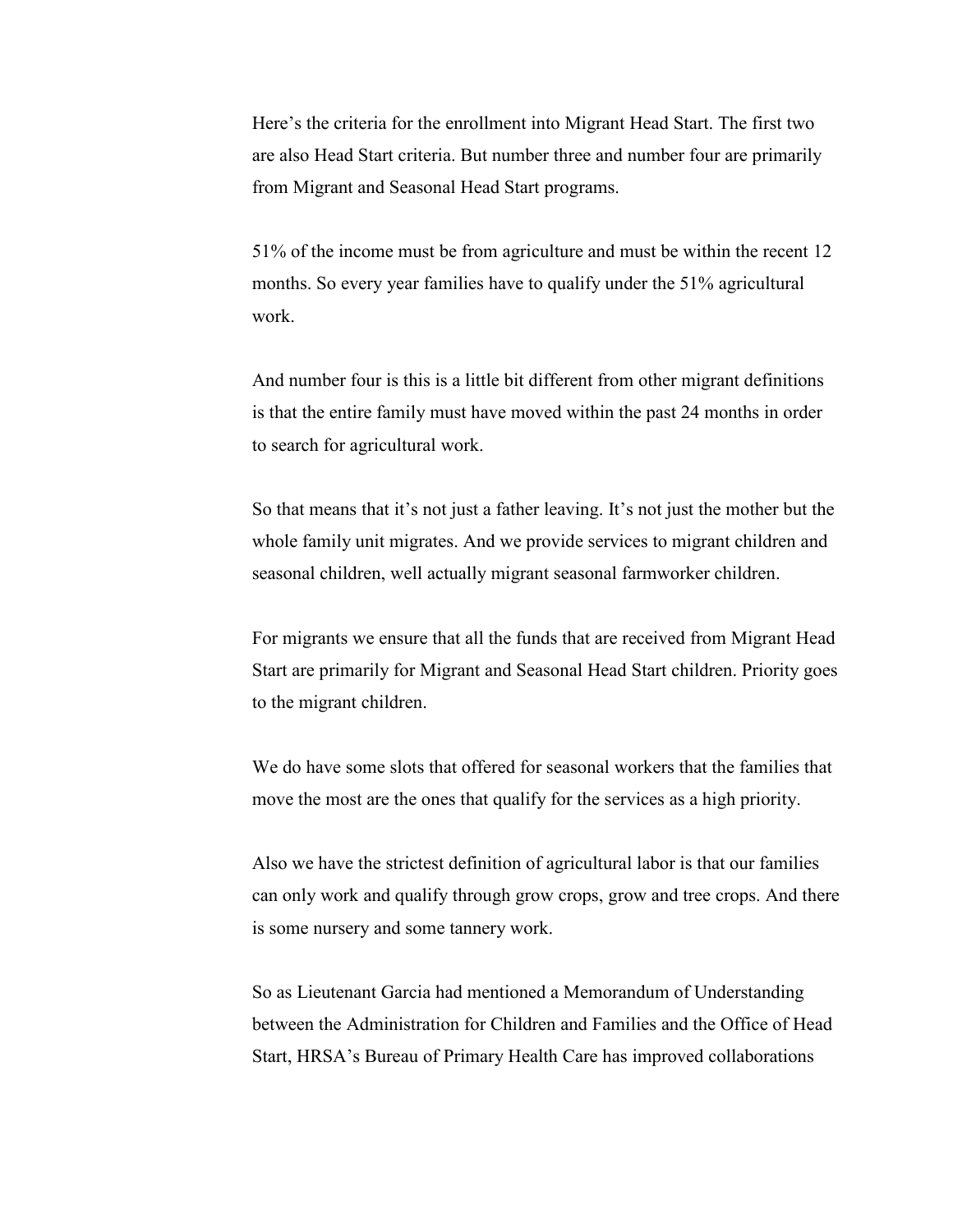Here's the criteria for the enrollment into Migrant Head Start. The first two are also Head Start criteria. But number three and number four are primarily from Migrant and Seasonal Head Start programs.

51% of the income must be from agriculture and must be within the recent 12 months. So every year families have to qualify under the 51% agricultural work.

And number four is this is a little bit different from other migrant definitions is that the entire family must have moved within the past 24 months in order to search for agricultural work.

So that means that it's not just a father leaving. It's not just the mother but the whole family unit migrates. And we provide services to migrant children and seasonal children, well actually migrant seasonal farmworker children.

For migrants we ensure that all the funds that are received from Migrant Head Start are primarily for Migrant and Seasonal Head Start children. Priority goes to the migrant children.

We do have some slots that offered for seasonal workers that the families that move the most are the ones that qualify for the services as a high priority.

Also we have the strictest definition of agricultural labor is that our families can only work and qualify through grow crops, grow and tree crops. And there is some nursery and some tannery work.

So as Lieutenant Garcia had mentioned a Memorandum of Understanding between the Administration for Children and Families and the Office of Head Start, HRSA's Bureau of Primary Health Care has improved collaborations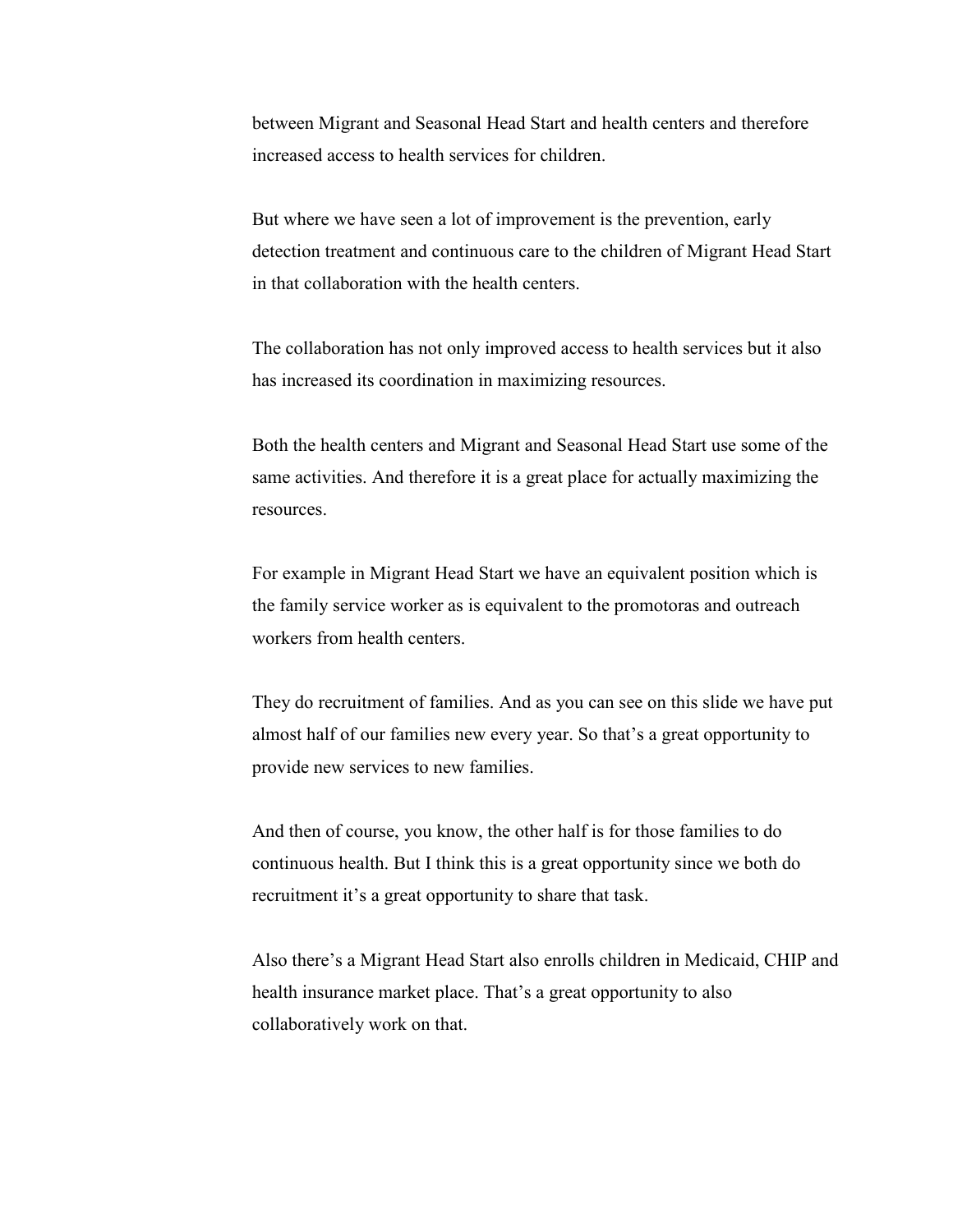between Migrant and Seasonal Head Start and health centers and therefore increased access to health services for children.

But where we have seen a lot of improvement is the prevention, early detection treatment and continuous care to the children of Migrant Head Start in that collaboration with the health centers.

The collaboration has not only improved access to health services but it also has increased its coordination in maximizing resources.

Both the health centers and Migrant and Seasonal Head Start use some of the same activities. And therefore it is a great place for actually maximizing the resources.

For example in Migrant Head Start we have an equivalent position which is the family service worker as is equivalent to the promotoras and outreach workers from health centers.

They do recruitment of families. And as you can see on this slide we have put almost half of our families new every year. So that's a great opportunity to provide new services to new families.

And then of course, you know, the other half is for those families to do continuous health. But I think this is a great opportunity since we both do recruitment it's a great opportunity to share that task.

Also there's a Migrant Head Start also enrolls children in Medicaid, CHIP and health insurance market place. That's a great opportunity to also collaboratively work on that.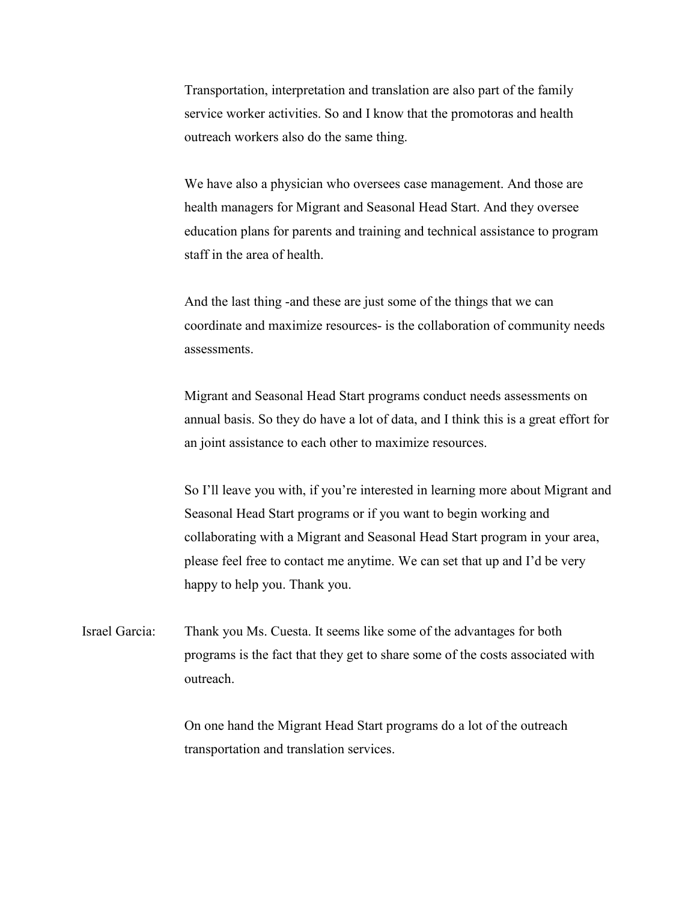Transportation, interpretation and translation are also part of the family service worker activities. So and I know that the promotoras and health outreach workers also do the same thing.

We have also a physician who oversees case management. And those are health managers for Migrant and Seasonal Head Start. And they oversee education plans for parents and training and technical assistance to program staff in the area of health.

And the last thing -and these are just some of the things that we can coordinate and maximize resources- is the collaboration of community needs assessments.

Migrant and Seasonal Head Start programs conduct needs assessments on annual basis. So they do have a lot of data, and I think this is a great effort for an joint assistance to each other to maximize resources.

So I'll leave you with, if you're interested in learning more about Migrant and Seasonal Head Start programs or if you want to begin working and collaborating with a Migrant and Seasonal Head Start program in your area, please feel free to contact me anytime. We can set that up and I'd be very happy to help you. Thank you.

Israel Garcia: Thank you Ms. Cuesta. It seems like some of the advantages for both programs is the fact that they get to share some of the costs associated with outreach.

On one hand the Migrant Head Start programs do a lot of the outreach transportation and translation services.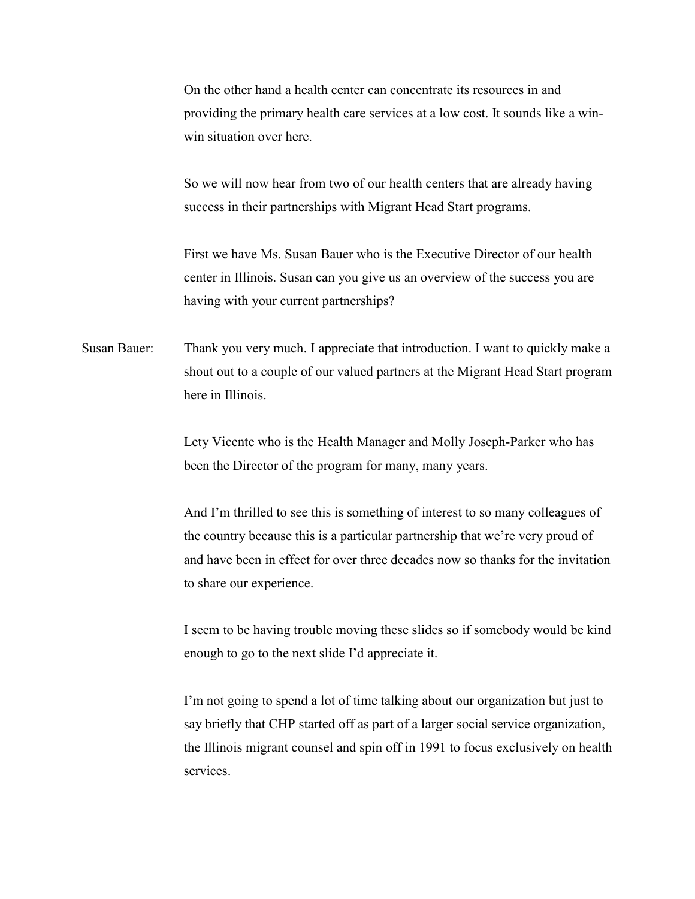On the other hand a health center can concentrate its resources in and providing the primary health care services at a low cost. It sounds like a win-win situation over here.

So we will now hear from two of our health centers that are already having success in their partnerships with Migrant Head Start programs.

First we have Ms. Susan Bauer who is the Executive Director of our health center in Illinois. Susan can you give us an overview of the success you are having with your current partnerships?

Susan Bauer: Thank you very much. I appreciate that introduction. I want to quickly make a shout out to a couple of our valued partners at the Migrant Head Start program here in Illinois.

Lety Vicente who is the Health Manager and Molly Joseph-Parker who has been the Director of the program for many, many years.

And I'm thrilled to see this is something of interest to so many colleagues of the country because this is a particular partnership that we're very proud of and have been in effect for over three decades now so thanks for the invitation to share our experience.

I seem to be having trouble moving these slides so if somebody would be kind enough to go to the next slide I'd appreciate it.

I'm not going to spend a lot of time talking about our organization but just to say briefly that CHP started off as part of a larger social service organization, the Illinois migrant counsel and spin off in 1991 to focus exclusively on health services.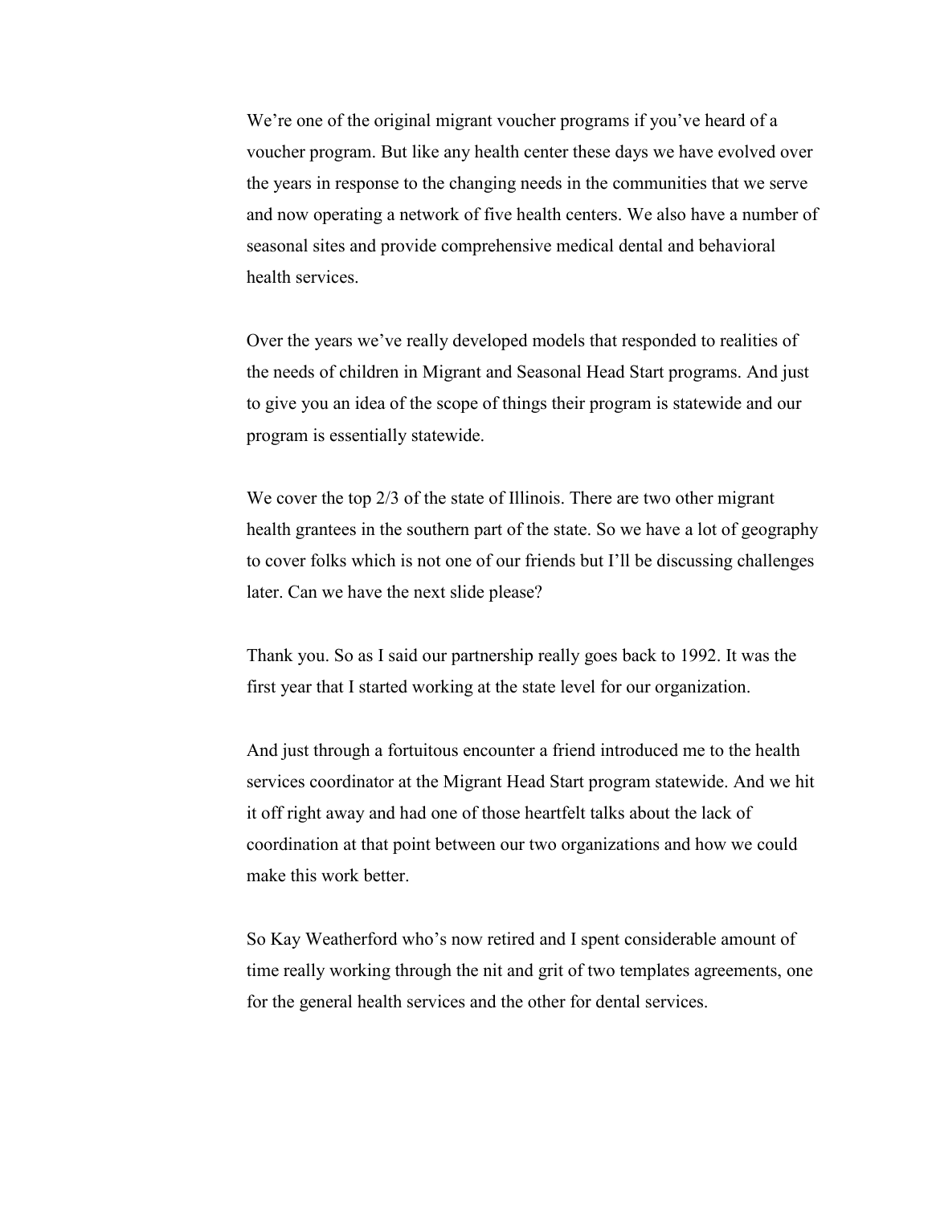We're one of the original migrant voucher programs if you've heard of a voucher program. But like any health center these days we have evolved over the years in response to the changing needs in the communities that we serve and now operating a network of five health centers. We also have a number of seasonal sites and provide comprehensive medical dental and behavioral health services.

Over the years we've really developed models that responded to realities of the needs of children in Migrant and Seasonal Head Start programs. And just to give you an idea of the scope of things their program is statewide and our program is essentially statewide.

We cover the top 2/3 of the state of Illinois. There are two other migrant health grantees in the southern part of the state. So we have a lot of geography to cover folks which is not one of our friends but I'll be discussing challenges later. Can we have the next slide please?

Thank you. So as I said our partnership really goes back to 1992. It was the first year that I started working at the state level for our organization.

And just through a fortuitous encounter a friend introduced me to the health services coordinator at the Migrant Head Start program statewide. And we hit it off right away and had one of those heartfelt talks about the lack of coordination at that point between our two organizations and how we could make this work better.

So Kay Weatherford who's now retired and I spent considerable amount of time really working through the nit and grit of two templates agreements, one for the general health services and the other for dental services.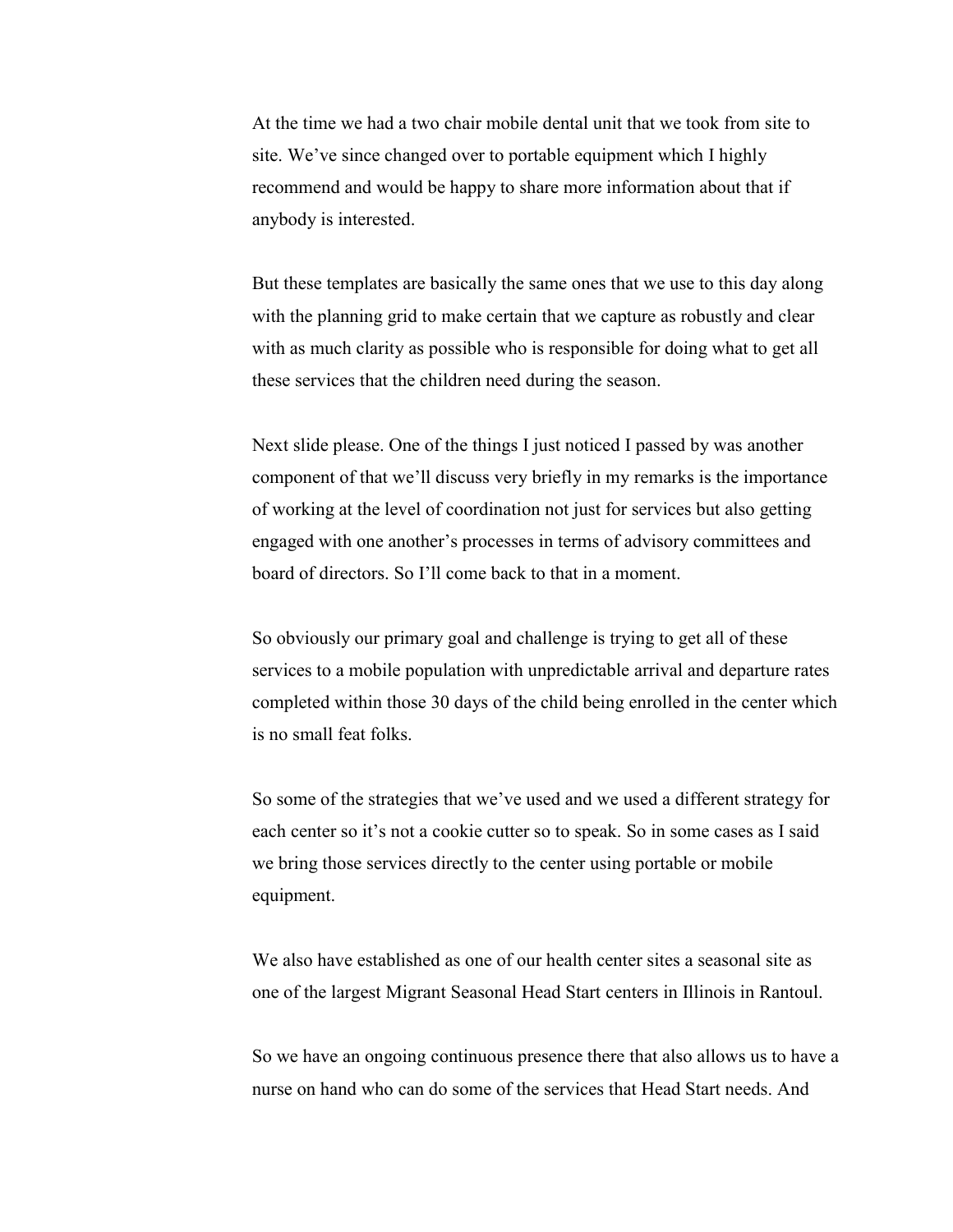At the time we had a two chair mobile dental unit that we took from site to site. We've since changed over to portable equipment which I highly recommend and would be happy to share more information about that if anybody is interested.

But these templates are basically the same ones that we use to this day along with the planning grid to make certain that we capture as robustly and clear with as much clarity as possible who is responsible for doing what to get all these services that the children need during the season.

Next slide please. One of the things I just noticed I passed by was another component of that we'll discuss very briefly in my remarks is the importance of working at the level of coordination not just for services but also getting engaged with one another's processes in terms of advisory committees and board of directors. So I'll come back to that in a moment.

So obviously our primary goal and challenge is trying to get all of these services to a mobile population with unpredictable arrival and departure rates completed within those 30 days of the child being enrolled in the center which is no small feat folks.

So some of the strategies that we've used and we used a different strategy for each center so it's not a cookie cutter so to speak. So in some cases as I said we bring those services directly to the center using portable or mobile equipment.

We also have established as one of our health center sites a seasonal site as one of the largest Migrant Seasonal Head Start centers in Illinois in Rantoul.

So we have an ongoing continuous presence there that also allows us to have a nurse on hand who can do some of the services that Head Start needs. And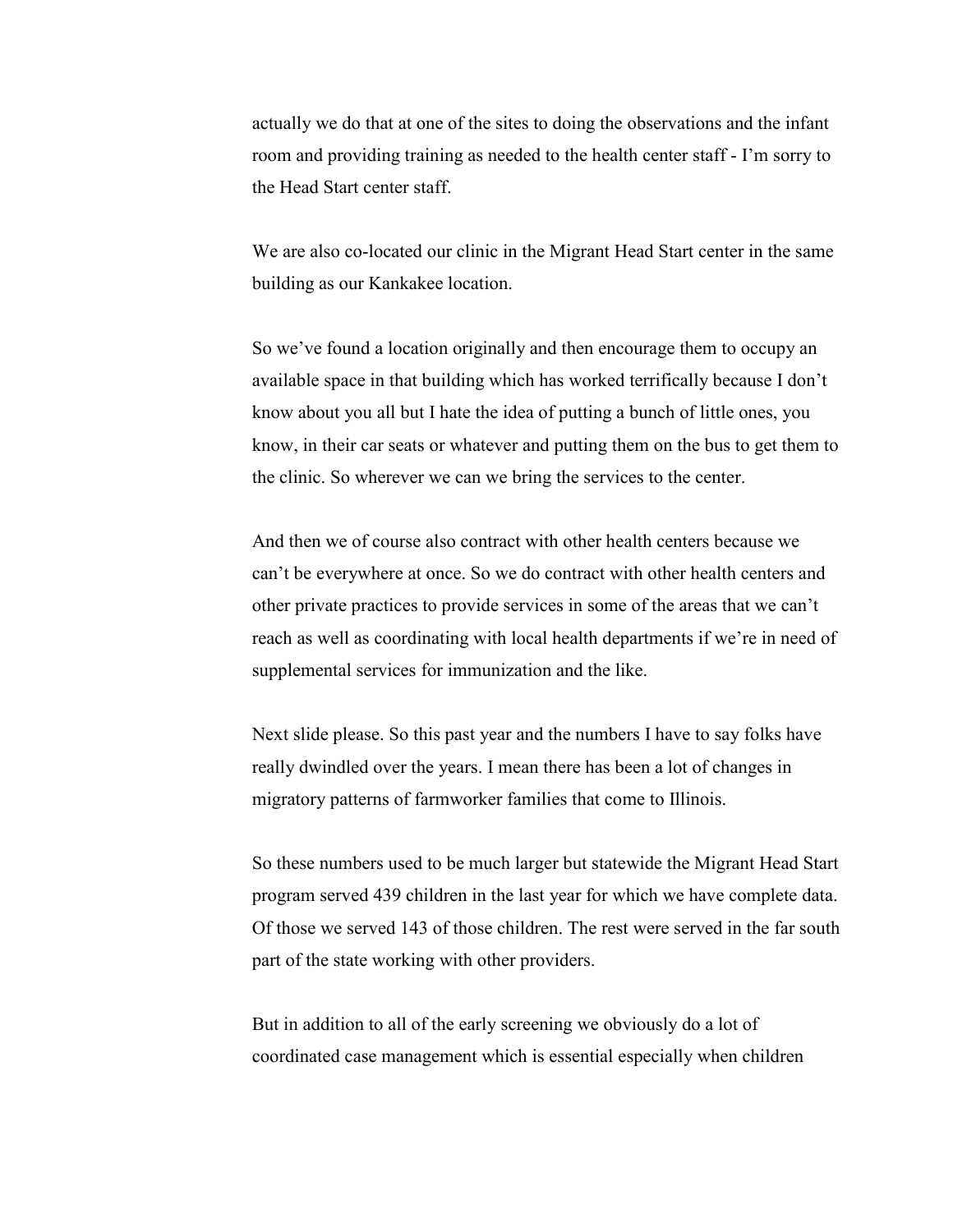actually we do that at one of the sites to doing the observations and the infant room and providing training as needed to the health center staff - I'm sorry to the Head Start center staff.

We are also co-located our clinic in the Migrant Head Start center in the same building as our Kankakee location.

So we've found a location originally and then encourage them to occupy an available space in that building which has worked terrifically because I don't know about you all but I hate the idea of putting a bunch of little ones, you know, in their car seats or whatever and putting them on the bus to get them to the clinic. So wherever we can we bring the services to the center.

And then we of course also contract with other health centers because we can't be everywhere at once. So we do contract with other health centers and other private practices to provide services in some of the areas that we can't reach as well as coordinating with local health departments if we're in need of supplemental services for immunization and the like.

Next slide please. So this past year and the numbers I have to say folks have really dwindled over the years. I mean there has been a lot of changes in migratory patterns of farmworker families that come to Illinois.

So these numbers used to be much larger but statewide the Migrant Head Start program served 439 children in the last year for which we have complete data. Of those we served 143 of those children. The rest were served in the far south part of the state working with other providers.

But in addition to all of the early screening we obviously do a lot of coordinated case management which is essential especially when children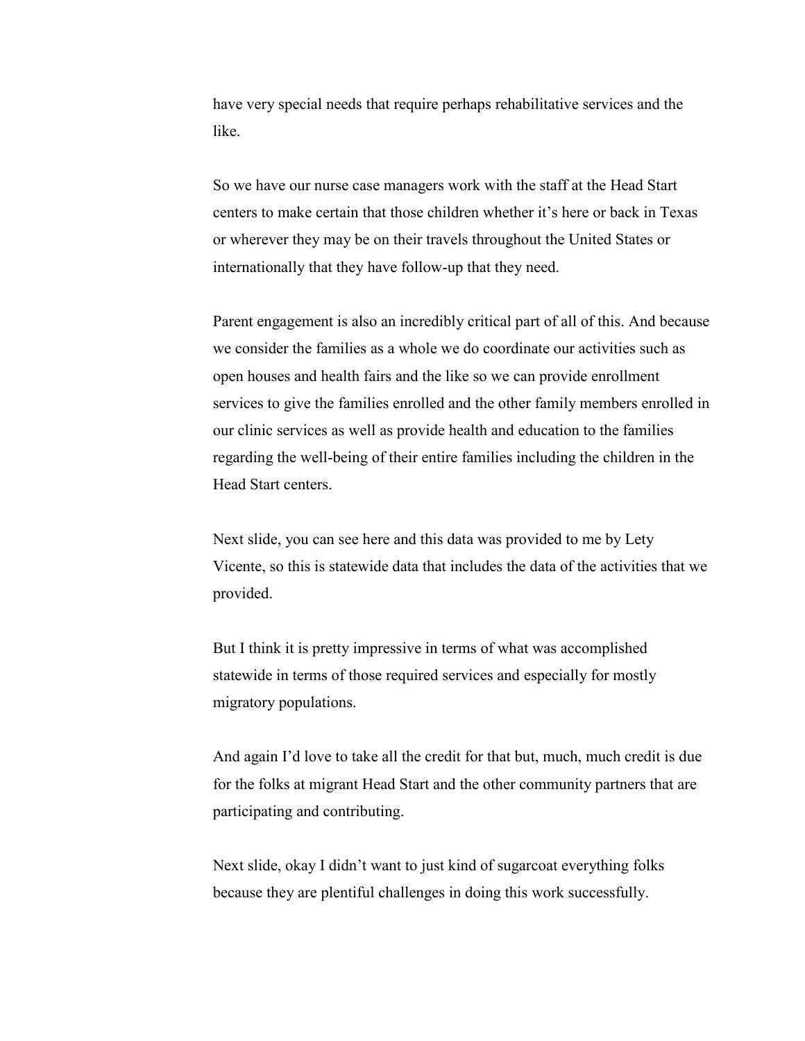have very special needs that require perhaps rehabilitative services and the like.

So we have our nurse case managers work with the staff at the Head Start centers to make certain that those children whether it's here or back in Texas or wherever they may be on their travels throughout the United States or internationally that they have follow-up that they need.

Parent engagement is also an incredibly critical part of all of this. And because we consider the families as a whole we do coordinate our activities such as open houses and health fairs and the like so we can provide enrollment services to give the families enrolled and the other family members enrolled in our clinic services as well as provide health and education to the families regarding the well-being of their entire families including the children in the Head Start centers.

Next slide, you can see here and this data was provided to me by Lety Vicente, so this is statewide data that includes the data of the activities that we provided.

But I think it is pretty impressive in terms of what was accomplished statewide in terms of those required services and especially for mostly migratory populations.

And again I'd love to take all the credit for that but, much, much credit is due for the folks at migrant Head Start and the other community partners that are participating and contributing.

Next slide, okay I didn't want to just kind of sugarcoat everything folks because they are plentiful challenges in doing this work successfully.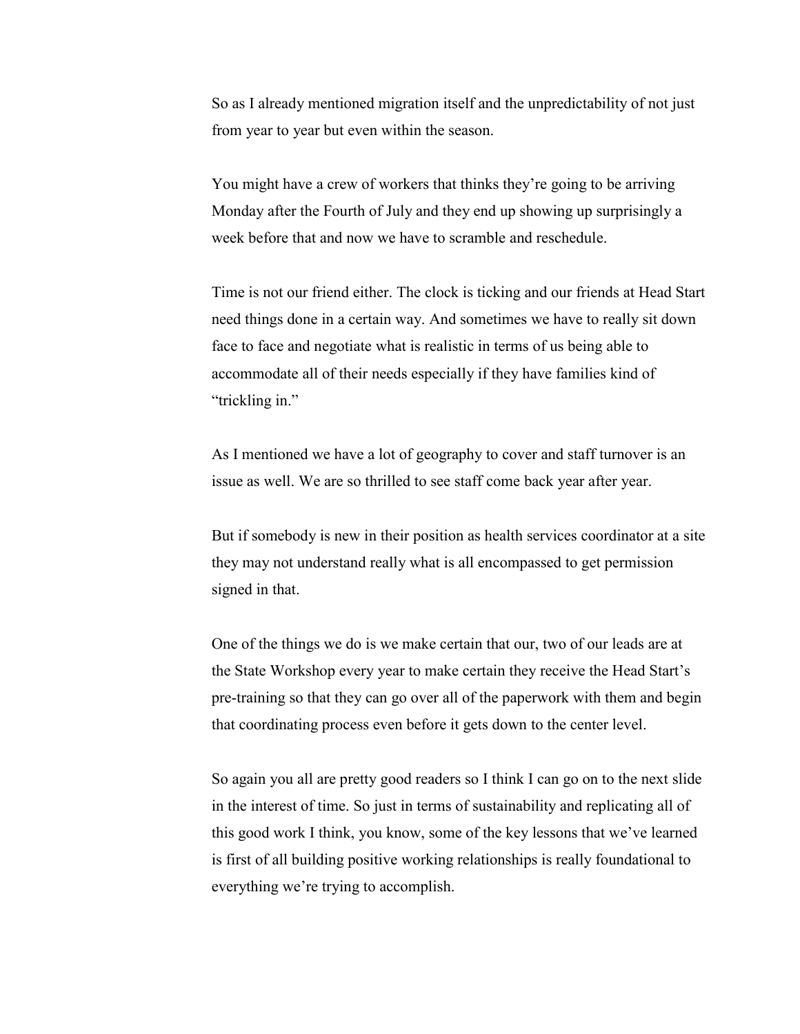So as I already mentioned migration itself and the unpredictability of not just from year to year but even within the season.

You might have a crew of workers that thinks they're going to be arriving Monday after the Fourth of July and they end up showing up surprisingly a week before that and now we have to scramble and reschedule.

Time is not our friend either. The clock is ticking and our friends at Head Start need things done in a certain way. And sometimes we have to really sit down face to face and negotiate what is realistic in terms of us being able to accommodate all of their needs especially if they have families kind of "trickling in."

As I mentioned we have a lot of geography to cover and staff turnover is an issue as well. We are so thrilled to see staff come back year after year.

But if somebody is new in their position as health services coordinator at a site they may not understand really what is all encompassed to get permission signed in that.

One of the things we do is we make certain that our, two of our leads are at the State Workshop every year to make certain they receive the Head Start's pre-training so that they can go over all of the paperwork with them and begin that coordinating process even before it gets down to the center level.

So again you all are pretty good readers so I think I can go on to the next slide in the interest of time. So just in terms of sustainability and replicating all of this good work I think, you know, some of the key lessons that we've learned is first of all building positive working relationships is really foundational to everything we're trying to accomplish.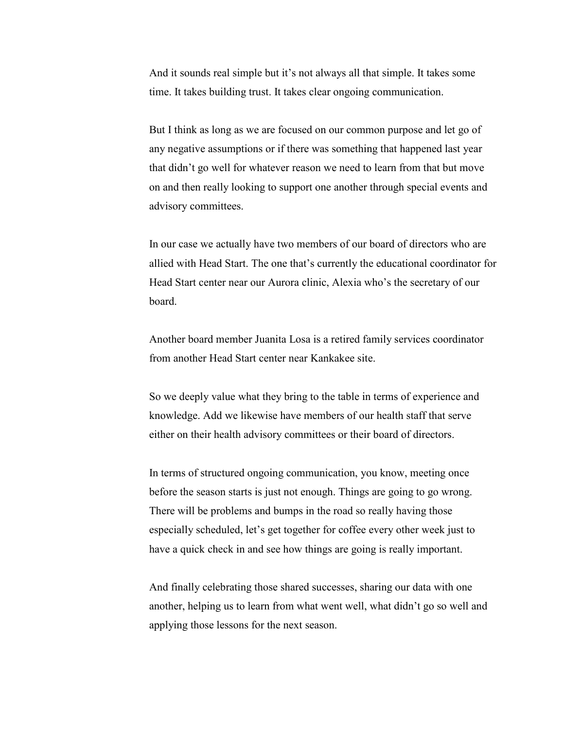And it sounds real simple but it's not always all that simple. It takes some time. It takes building trust. It takes clear ongoing communication.

But I think as long as we are focused on our common purpose and let go of any negative assumptions or if there was something that happened last year that didn't go well for whatever reason we need to learn from that but move on and then really looking to support one another through special events and advisory committees.

In our case we actually have two members of our board of directors who are allied with Head Start. The one that's currently the educational coordinator for Head Start center near our Aurora clinic, Alexia who's the secretary of our board.

Another board member Juanita Losa is a retired family services coordinator from another Head Start center near Kankakee site.

So we deeply value what they bring to the table in terms of experience and knowledge. Add we likewise have members of our health staff that serve either on their health advisory committees or their board of directors.

In terms of structured ongoing communication, you know, meeting once before the season starts is just not enough. Things are going to go wrong. There will be problems and bumps in the road so really having those especially scheduled, let's get together for coffee every other week just to have a quick check in and see how things are going is really important.

And finally celebrating those shared successes, sharing our data with one another, helping us to learn from what went well, what didn't go so well and applying those lessons for the next season.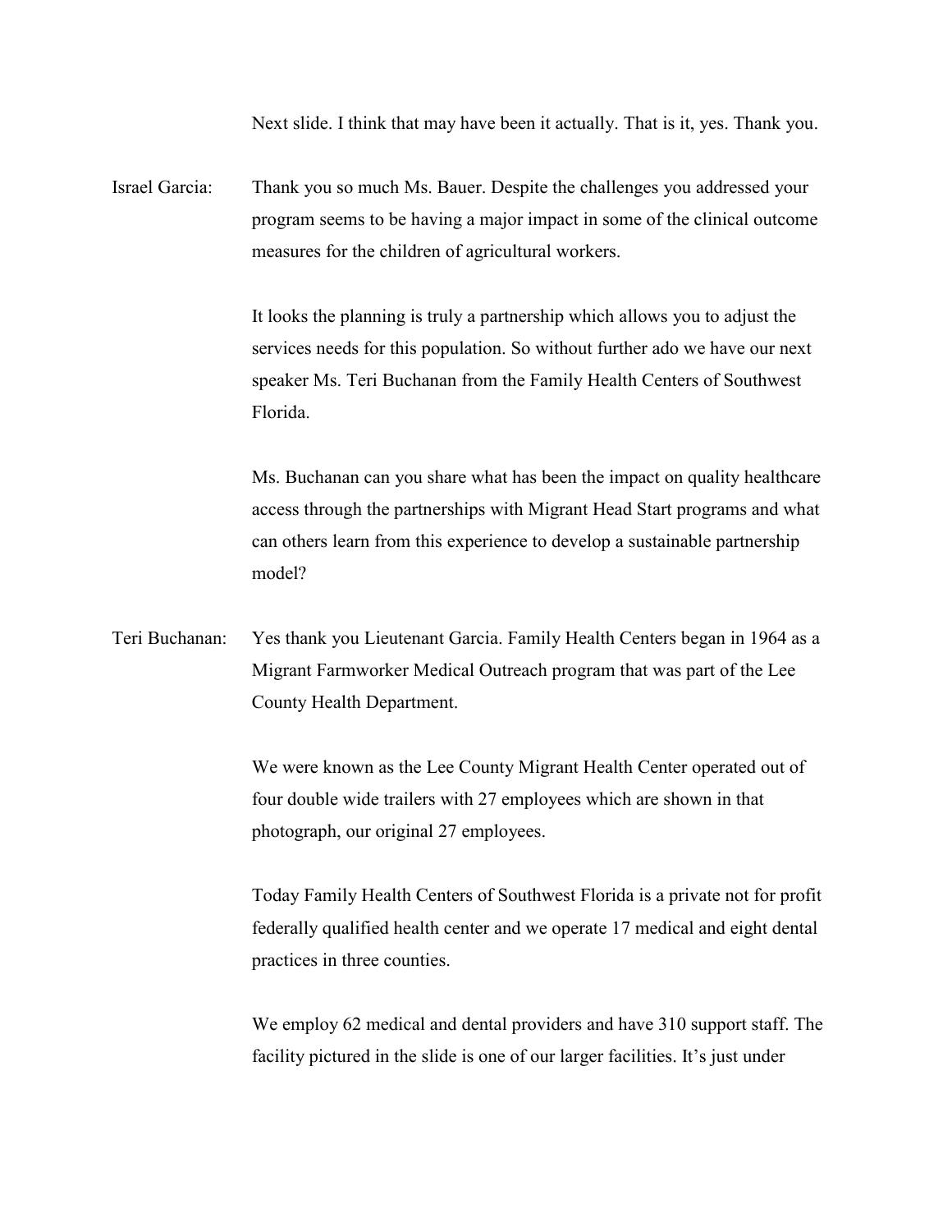Next slide. I think that may have been it actually. That is it, yes. Thank you.

Israel Garcia: Thank you so much Ms. Bauer. Despite the challenges you addressed your program seems to be having a major impact in some of the clinical outcome measures for the children of agricultural workers.

It looks the planning is truly a partnership which allows you to adjust the services needs for this population. So without further ado we have our next speaker Ms. Teri Buchanan from the Family Health Centers of Southwest Florida.

Ms. Buchanan can you share what has been the impact on quality healthcare access through the partnerships with Migrant Head Start programs and what can others learn from this experience to develop a sustainable partnership model?

Teri Buchanan: Yes thank you Lieutenant Garcia. Family Health Centers began in 1964 as a Migrant Farmworker Medical Outreach program that was part of the Lee County Health Department.

We were known as the Lee County Migrant Health Center operated out of four double wide trailers with 27 employees which are shown in that photograph, our original 27 employees.

Today Family Health Centers of Southwest Florida is a private not for profit federally qualified health center and we operate 17 medical and eight dental practices in three counties.

We employ 62 medical and dental providers and have 310 support staff. The facility pictured in the slide is one of our larger facilities. It's just under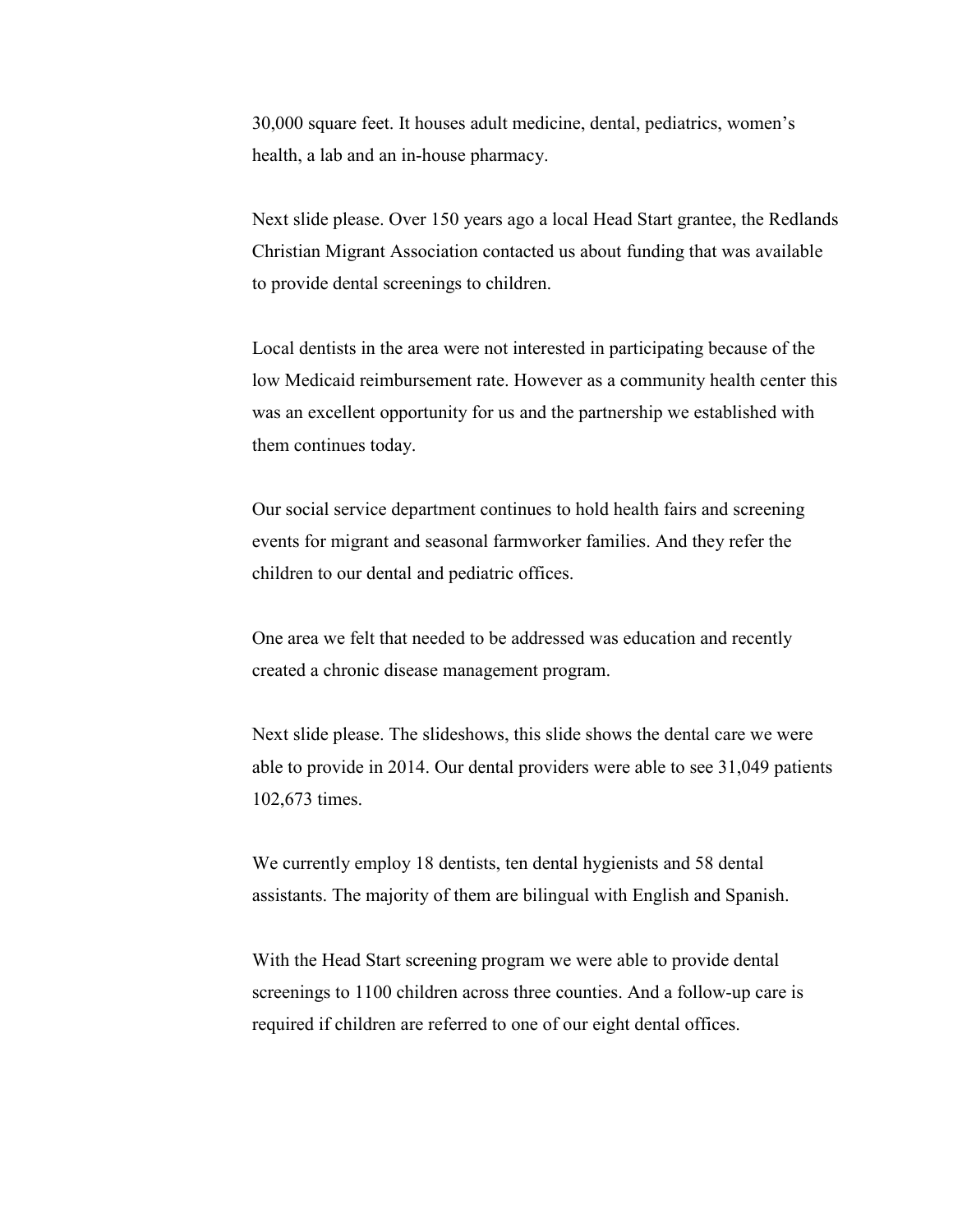30,000 square feet. It houses adult medicine, dental, pediatrics, women's health, a lab and an in-house pharmacy.

Next slide please. Over 150 years ago a local Head Start grantee, the Redlands Christian Migrant Association contacted us about funding that was available to provide dental screenings to children.

Local dentists in the area were not interested in participating because of the low Medicaid reimbursement rate. However as a community health center this was an excellent opportunity for us and the partnership we established with them continues today.

Our social service department continues to hold health fairs and screening events for migrant and seasonal farmworker families. And they refer the children to our dental and pediatric offices.

One area we felt that needed to be addressed was education and recently created a chronic disease management program.

Next slide please. The slideshows, this slide shows the dental care we were able to provide in 2014. Our dental providers were able to see 31,049 patients 102,673 times.

We currently employ 18 dentists, ten dental hygienists and 58 dental assistants. The majority of them are bilingual with English and Spanish.

With the Head Start screening program we were able to provide dental screenings to 1100 children across three counties. And a follow-up care is required if children are referred to one of our eight dental offices.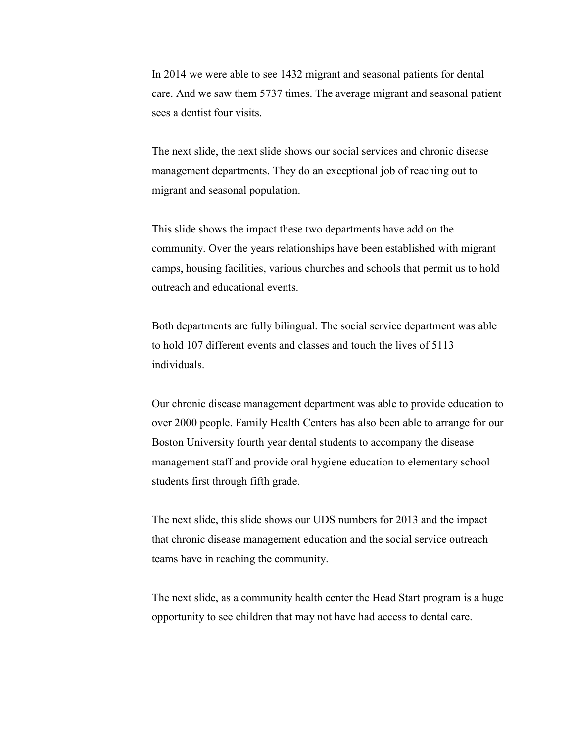In 2014 we were able to see 1432 migrant and seasonal patients for dental care. And we saw them 5737 times. The average migrant and seasonal patient sees a dentist four visits.

The next slide, the next slide shows our social services and chronic disease management departments. They do an exceptional job of reaching out to migrant and seasonal population.

This slide shows the impact these two departments have add on the community. Over the years relationships have been established with migrant camps, housing facilities, various churches and schools that permit us to hold outreach and educational events.

Both departments are fully bilingual. The social service department was able to hold 107 different events and classes and touch the lives of 5113 individuals.

Our chronic disease management department was able to provide education to over 2000 people. Family Health Centers has also been able to arrange for our Boston University fourth year dental students to accompany the disease management staff and provide oral hygiene education to elementary school students first through fifth grade.

The next slide, this slide shows our UDS numbers for 2013 and the impact that chronic disease management education and the social service outreach teams have in reaching the community.

The next slide, as a community health center the Head Start program is a huge opportunity to see children that may not have had access to dental care.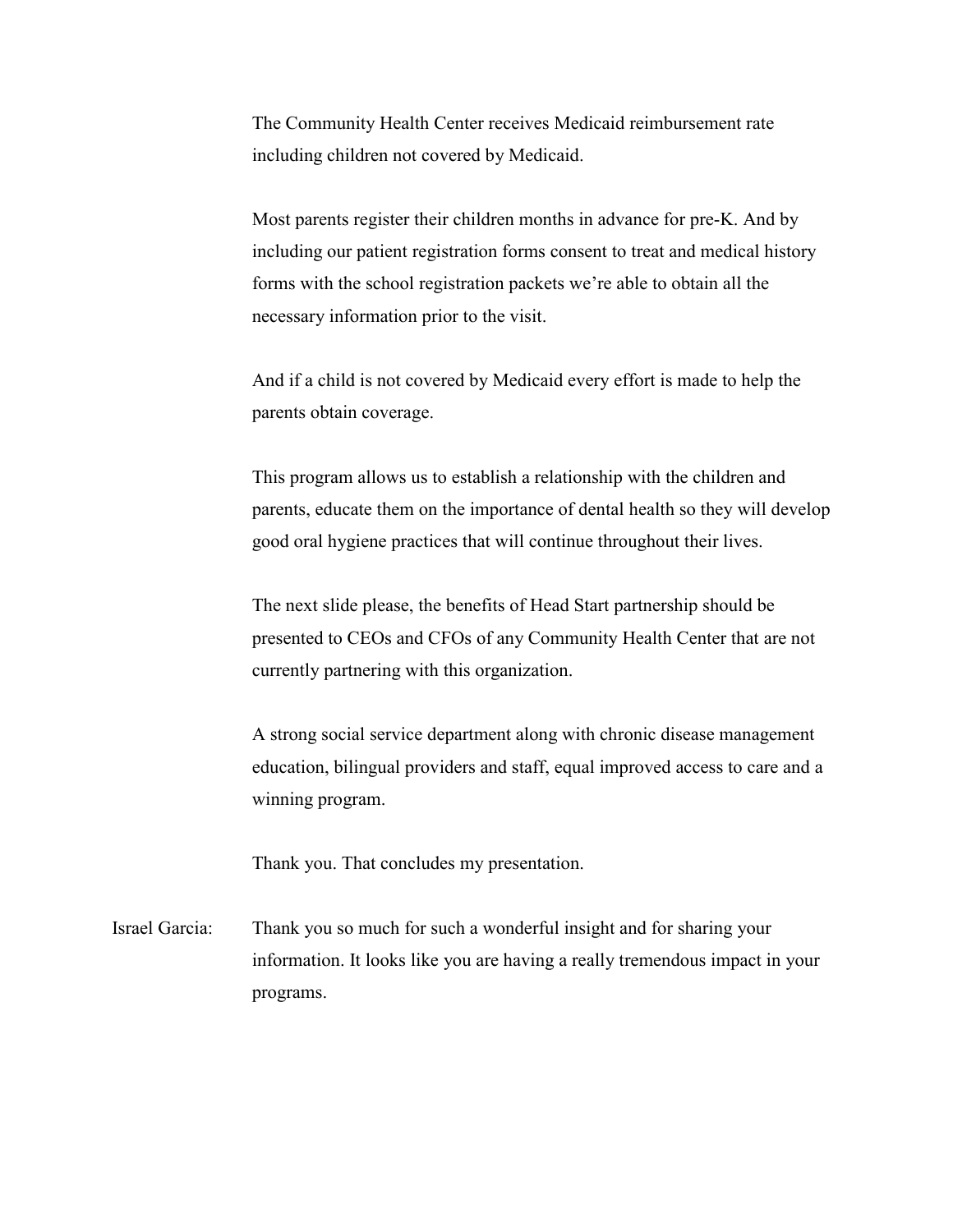The Community Health Center receives Medicaid reimbursement rate including children not covered by Medicaid.

Most parents register their children months in advance for pre-K. And by including our patient registration forms consent to treat and medical history forms with the school registration packets we're able to obtain all the necessary information prior to the visit.

And if a child is not covered by Medicaid every effort is made to help the parents obtain coverage.

This program allows us to establish a relationship with the children and parents, educate them on the importance of dental health so they will develop good oral hygiene practices that will continue throughout their lives.

The next slide please, the benefits of Head Start partnership should be presented to CEOs and CFOs of any Community Health Center that are not currently partnering with this organization.

A strong social service department along with chronic disease management education, bilingual providers and staff, equal improved access to care and a winning program.

Thank you. That concludes my presentation.

Israel Garcia: Thank you so much for such a wonderful insight and for sharing your information. It looks like you are having a really tremendous impact in your programs.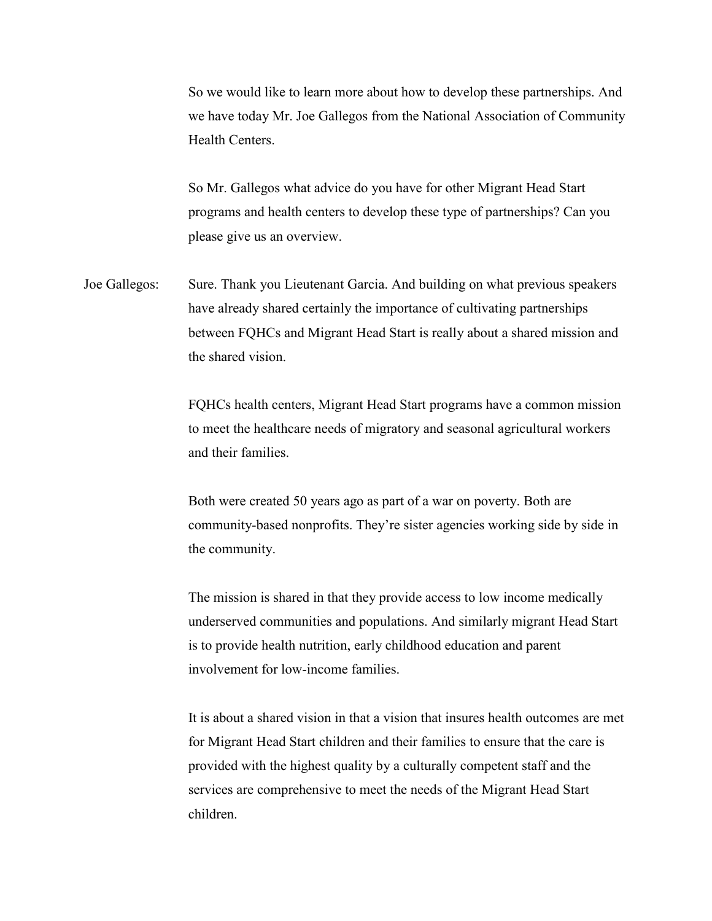So we would like to learn more about how to develop these partnerships. And we have today Mr. Joe Gallegos from the National Association of Community Health Centers.

So Mr. Gallegos what advice do you have for other Migrant Head Start programs and health centers to develop these type of partnerships? Can you please give us an overview.

Joe Gallegos: Sure. Thank you Lieutenant Garcia. And building on what previous speakers have already shared certainly the importance of cultivating partnerships between FQHCs and Migrant Head Start is really about a shared mission and the shared vision.

FQHCs health centers, Migrant Head Start programs have a common mission to meet the healthcare needs of migratory and seasonal agricultural workers and their families.

Both were created 50 years ago as part of a war on poverty. Both are community-based nonprofits. They're sister agencies working side by side in the community.

The mission is shared in that they provide access to low income medically underserved communities and populations. And similarly migrant Head Start is to provide health nutrition, early childhood education and parent involvement for low-income families.

It is about a shared vision in that a vision that insures health outcomes are met for Migrant Head Start children and their families to ensure that the care is provided with the highest quality by a culturally competent staff and the services are comprehensive to meet the needs of the Migrant Head Start children.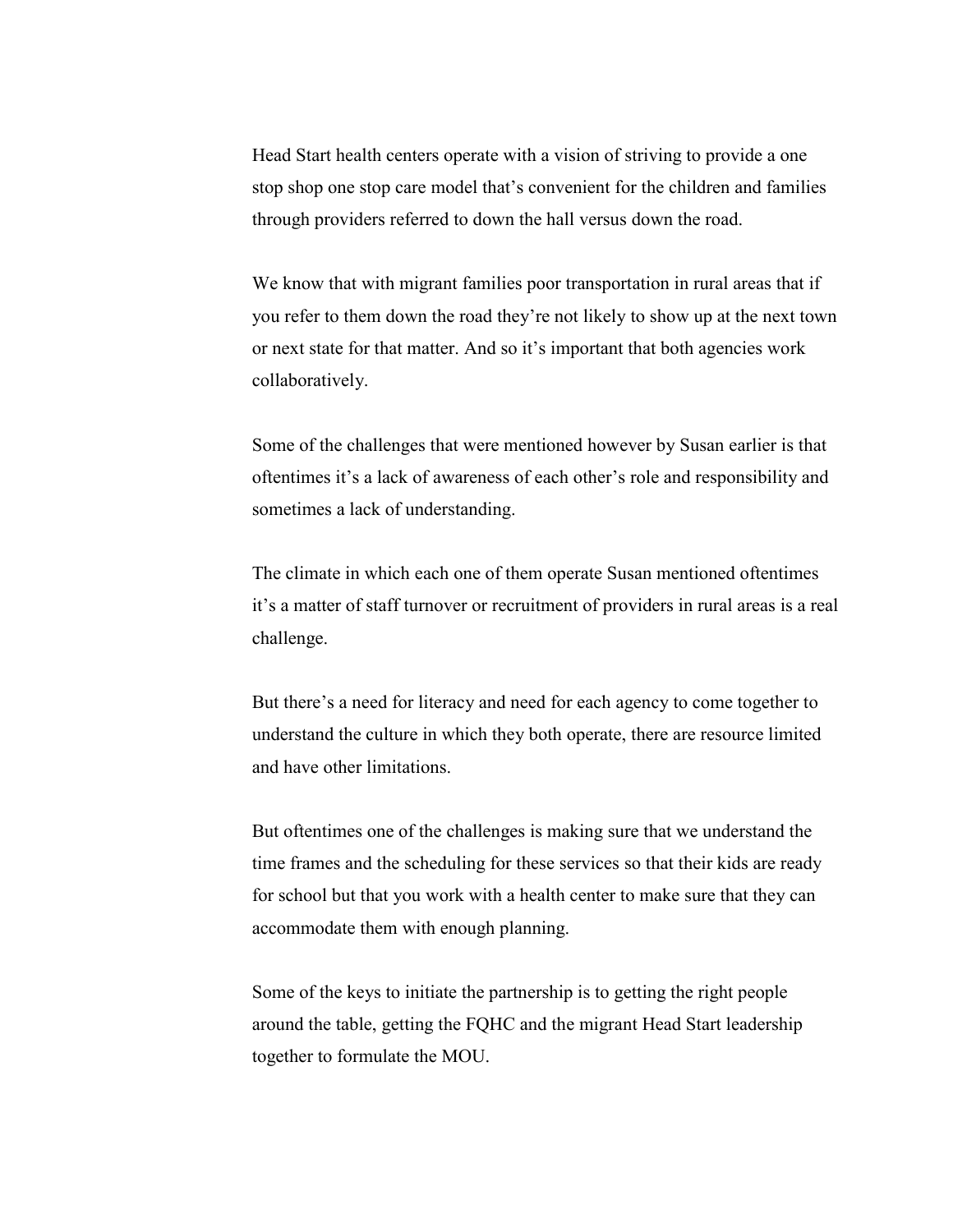Head Start health centers operate with a vision of striving to provide a one stop shop one stop care model that's convenient for the children and families through providers referred to down the hall versus down the road.

We know that with migrant families poor transportation in rural areas that if you refer to them down the road they're not likely to show up at the next town or next state for that matter. And so it's important that both agencies work collaboratively.

Some of the challenges that were mentioned however by Susan earlier is that oftentimes it's a lack of awareness of each other's role and responsibility and sometimes a lack of understanding.

The climate in which each one of them operate Susan mentioned oftentimes it's a matter of staff turnover or recruitment of providers in rural areas is a real challenge.

But there's a need for literacy and need for each agency to come together to understand the culture in which they both operate, there are resource limited and have other limitations.

But oftentimes one of the challenges is making sure that we understand the time frames and the scheduling for these services so that their kids are ready for school but that you work with a health center to make sure that they can accommodate them with enough planning.

Some of the keys to initiate the partnership is to getting the right people around the table, getting the FQHC and the migrant Head Start leadership together to formulate the MOU.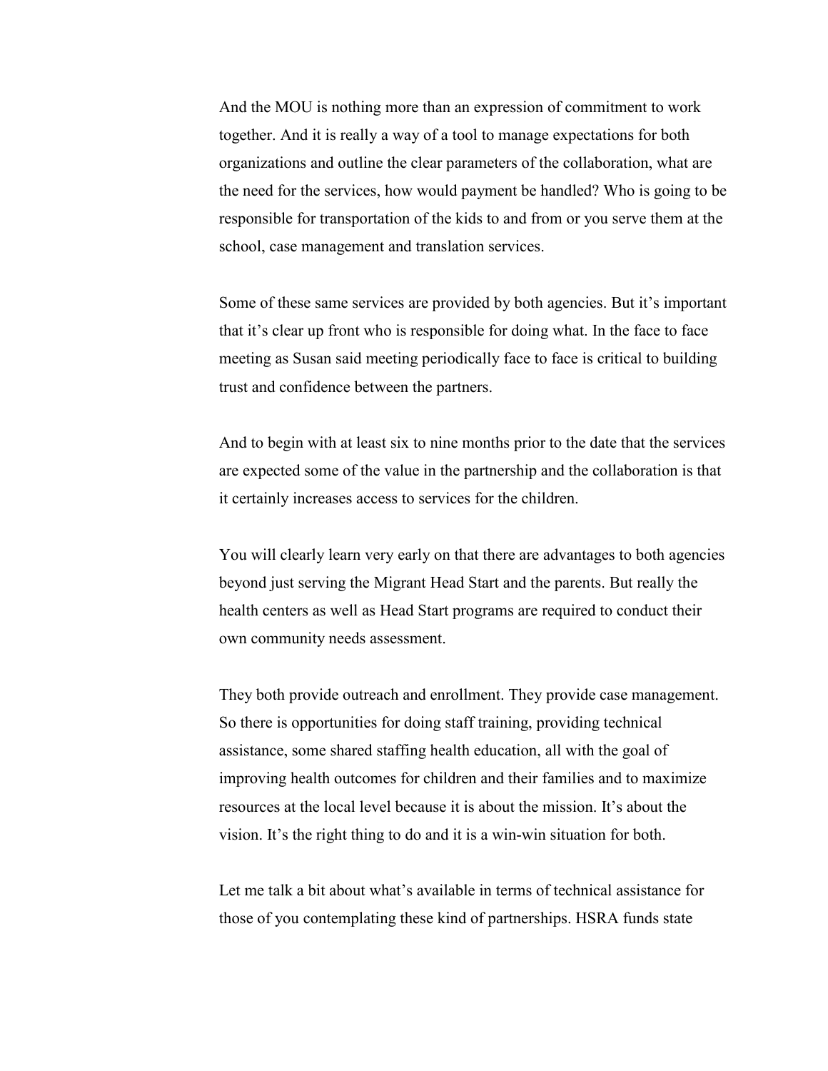And the MOU is nothing more than an expression of commitment to work together. And it is really a way of a tool to manage expectations for both organizations and outline the clear parameters of the collaboration, what are the need for the services, how would payment be handled? Who is going to be responsible for transportation of the kids to and from or you serve them at the school, case management and translation services.

Some of these same services are provided by both agencies. But it's important that it's clear up front who is responsible for doing what. In the face to face meeting as Susan said meeting periodically face to face is critical to building trust and confidence between the partners.

And to begin with at least six to nine months prior to the date that the services are expected some of the value in the partnership and the collaboration is that it certainly increases access to services for the children.

You will clearly learn very early on that there are advantages to both agencies beyond just serving the Migrant Head Start and the parents. But really the health centers as well as Head Start programs are required to conduct their own community needs assessment.

They both provide outreach and enrollment. They provide case management. So there is opportunities for doing staff training, providing technical assistance, some shared staffing health education, all with the goal of improving health outcomes for children and their families and to maximize resources at the local level because it is about the mission. It's about the vision. It's the right thing to do and it is a win-win situation for both.

Let me talk a bit about what's available in terms of technical assistance for those of you contemplating these kind of partnerships. HSRA funds state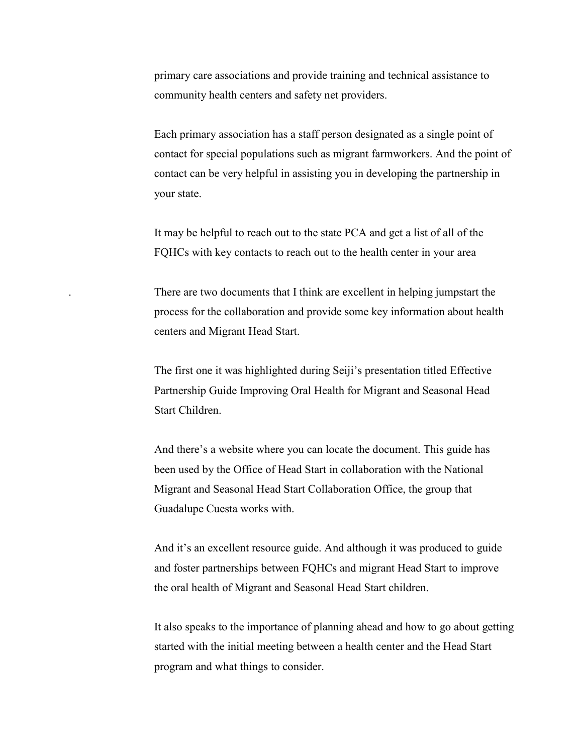primary care associations and provide training and technical assistance to community health centers and safety net providers.

Each primary association has a staff person designated as a single point of contact for special populations such as migrant farmworkers. And the point of contact can be very helpful in assisting you in developing the partnership in your state.

It may be helpful to reach out to the state PCA and get a list of all of the FQHCs with key contacts to reach out to the health center in your area

. There are two documents that I think are excellent in helping jumpstart the process for the collaboration and provide some key information about health centers and Migrant Head Start.

The first one it was highlighted during Seiji's presentation titled Effective Partnership Guide Improving Oral Health for Migrant and Seasonal Head Start Children.

And there's a website where you can locate the document. This guide has been used by the Office of Head Start in collaboration with the National Migrant and Seasonal Head Start Collaboration Office, the group that Guadalupe Cuesta works with.

And it's an excellent resource guide. And although it was produced to guide and foster partnerships between FQHCs and migrant Head Start to improve the oral health of Migrant and Seasonal Head Start children.

It also speaks to the importance of planning ahead and how to go about getting started with the initial meeting between a health center and the Head Start program and what things to consider.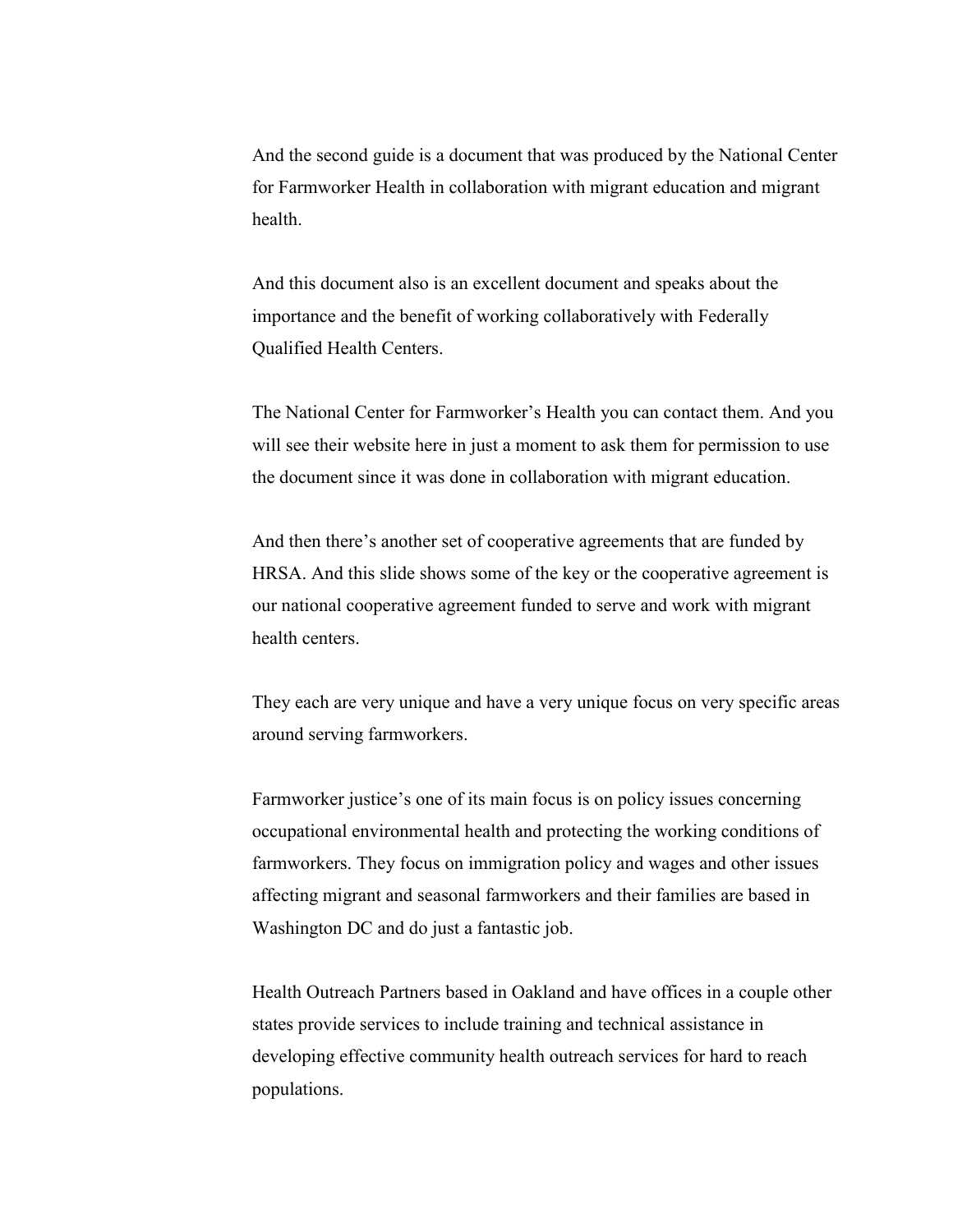And the second guide is a document that was produced by the National Center for Farmworker Health in collaboration with migrant education and migrant health.

And this document also is an excellent document and speaks about the importance and the benefit of working collaboratively with Federally Qualified Health Centers.

The National Center for Farmworker's Health you can contact them. And you will see their website here in just a moment to ask them for permission to use the document since it was done in collaboration with migrant education.

And then there's another set of cooperative agreements that are funded by HRSA. And this slide shows some of the key or the cooperative agreement is our national cooperative agreement funded to serve and work with migrant health centers.

They each are very unique and have a very unique focus on very specific areas around serving farmworkers.

Farmworker justice's one of its main focus is on policy issues concerning occupational environmental health and protecting the working conditions of farmworkers. They focus on immigration policy and wages and other issues affecting migrant and seasonal farmworkers and their families are based in Washington DC and do just a fantastic job.

Health Outreach Partners based in Oakland and have offices in a couple other states provide services to include training and technical assistance in developing effective community health outreach services for hard to reach populations.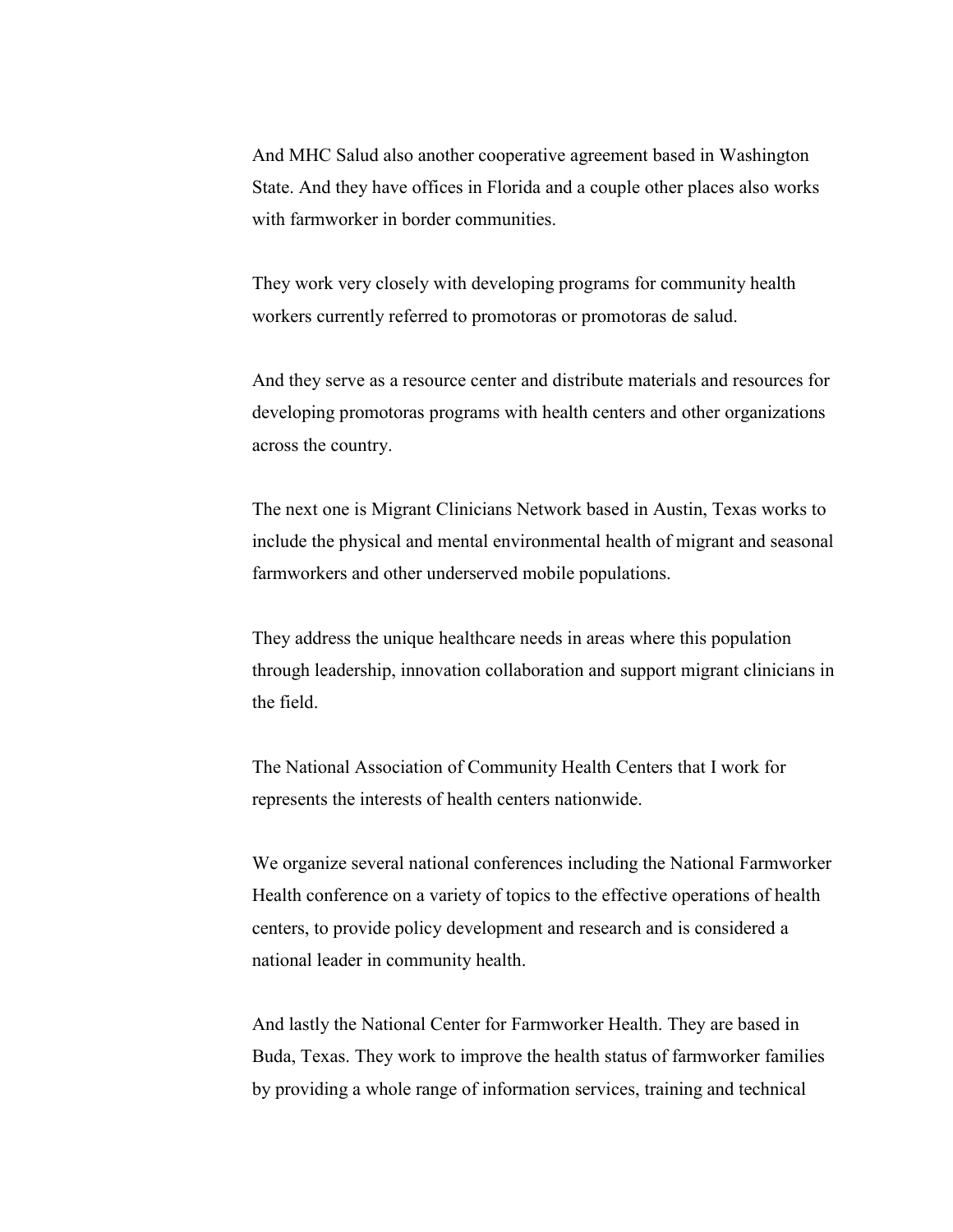And MHC Salud also another cooperative agreement based in Washington State. And they have offices in Florida and a couple other places also works with farmworker in border communities.

They work very closely with developing programs for community health workers currently referred to promotoras or promotoras de salud.

And they serve as a resource center and distribute materials and resources for developing promotoras programs with health centers and other organizations across the country.

The next one is Migrant Clinicians Network based in Austin, Texas works to include the physical and mental environmental health of migrant and seasonal farmworkers and other underserved mobile populations.

They address the unique healthcare needs in areas where this population through leadership, innovation collaboration and support migrant clinicians in the field.

The National Association of Community Health Centers that I work for represents the interests of health centers nationwide.

We organize several national conferences including the National Farmworker Health conference on a variety of topics to the effective operations of health centers, to provide policy development and research and is considered a national leader in community health.

And lastly the National Center for Farmworker Health. They are based in Buda, Texas. They work to improve the health status of farmworker families by providing a whole range of information services, training and technical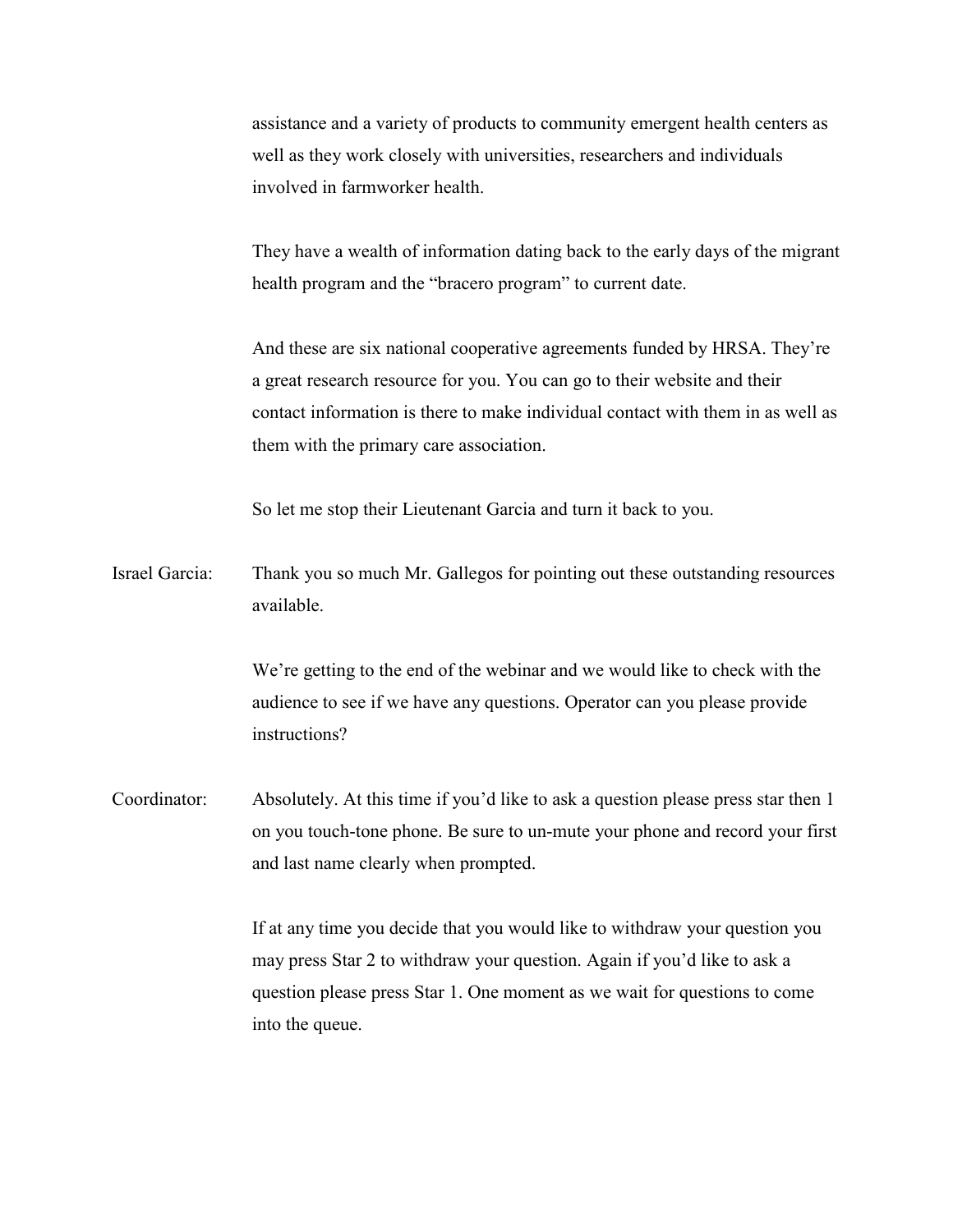assistance and a variety of products to community emergent health centers as well as they work closely with universities, researchers and individuals involved in farmworker health.

They have a wealth of information dating back to the early days of the migrant health program and the "bracero program" to current date.

And these are six national cooperative agreements funded by HRSA. They're a great research resource for you. You can go to their website and their contact information is there to make individual contact with them in as well as them with the primary care association.

So let me stop their Lieutenant Garcia and turn it back to you.

Israel Garcia: Thank you so much Mr. Gallegos for pointing out these outstanding resources available.

We're getting to the end of the webinar and we would like to check with the audience to see if we have any questions. Operator can you please provide instructions?

Coordinator: Absolutely. At this time if you'd like to ask a question please press star then 1 on you touch-tone phone. Be sure to un-mute your phone and record your first and last name clearly when prompted.

If at any time you decide that you would like to withdraw your question you may press Star 2 to withdraw your question. Again if you'd like to ask a question please press Star 1. One moment as we wait for questions to come into the queue.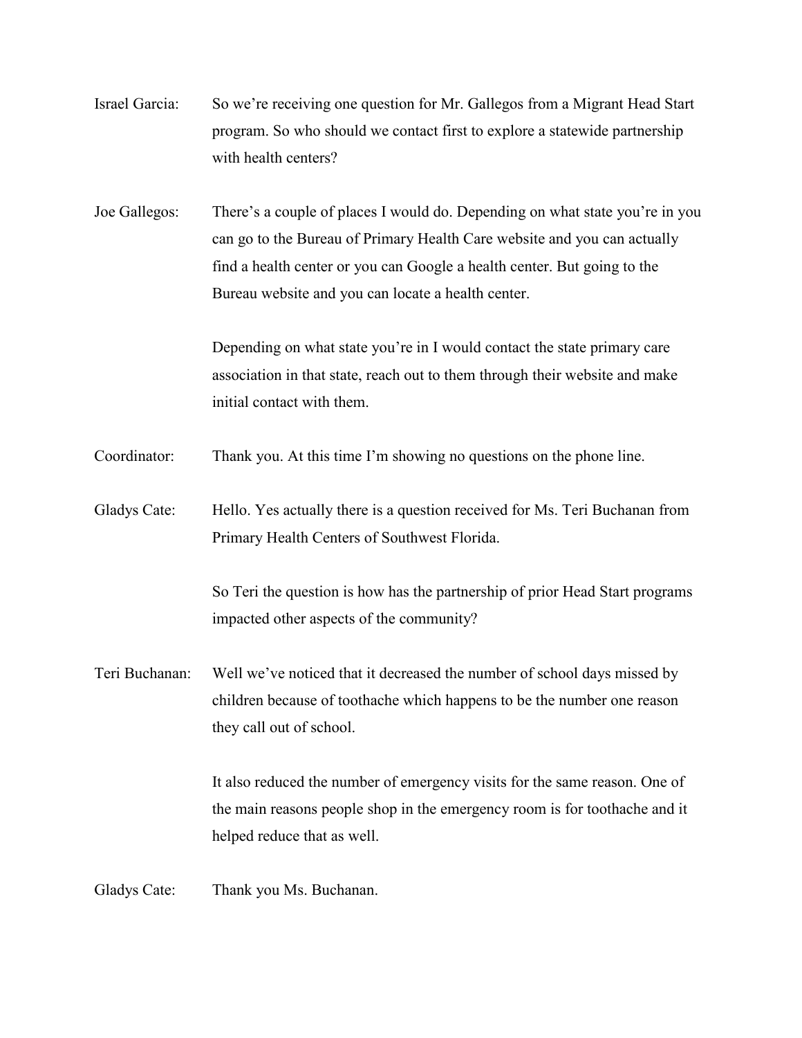Israel Garcia: So we're receiving one question for Mr. Gallegos from a Migrant Head Start program. So who should we contact first to explore a statewide partnership with health centers?

Joe Gallegos: There's a couple of places I would do. Depending on what state you're in you can go to the Bureau of Primary Health Care website and you can actually find a health center or you can Google a health center. But going to the Bureau website and you can locate a health center.

Depending on what state you're in I would contact the state primary care association in that state, reach out to them through their website and make initial contact with them.

Coordinator: Thank you. At this time I'm showing no questions on the phone line.

Gladys Cate: Hello. Yes actually there is a question received for Ms. Teri Buchanan from Primary Health Centers of Southwest Florida.

So Teri the question is how has the partnership of prior Head Start programs impacted other aspects of the community?

Teri Buchanan: Well we've noticed that it decreased the number of school days missed by children because of toothache which happens to be the number one reason they call out of school.

It also reduced the number of emergency visits for the same reason. One of the main reasons people shop in the emergency room is for toothache and it helped reduce that as well.

Gladys Cate: Thank you Ms. Buchanan.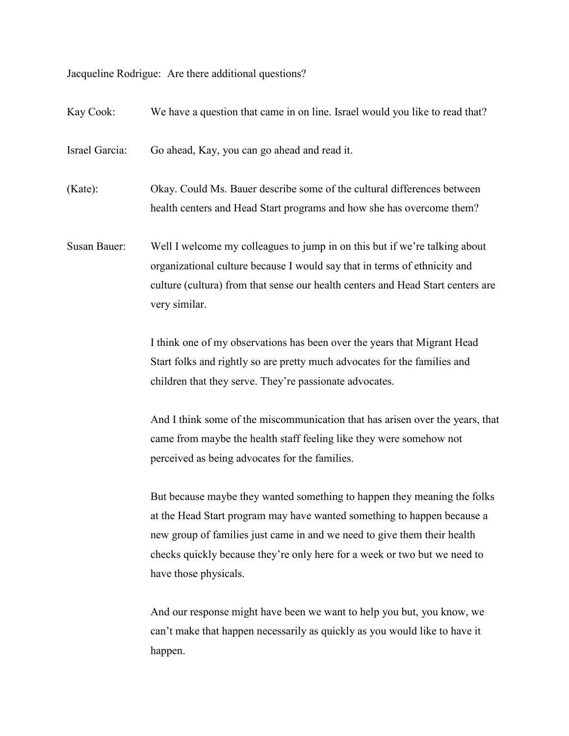Jacqueline Rodrigue: Are there additional questions?

Kay Cook: We have a question that came in on line. Israel would you like to read that?

Israel Garcia: Go ahead, Kay, you can go ahead and read it.

(Kate): Okay. Could Ms. Bauer describe some of the cultural differences between health centers and Head Start programs and how she has overcome them?

Susan Bauer: Well I welcome my colleagues to jump in on this but if we're talking about organizational culture because I would say that in terms of ethnicity and culture (cultura) from that sense our health centers and Head Start centers are very similar.

I think one of my observations has been over the years that Migrant Head Start folks and rightly so are pretty much advocates for the families and children that they serve. They're passionate advocates.

And I think some of the miscommunication that has arisen over the years, that came from maybe the health staff feeling like they were somehow not perceived as being advocates for the families.

But because maybe they wanted something to happen they meaning the folks at the Head Start program may have wanted something to happen because a new group of families just came in and we need to give them their health checks quickly because they're only here for a week or two but we need to have those physicals.

And our response might have been we want to help you but, you know, we can't make that happen necessarily as quickly as you would like to have it happen.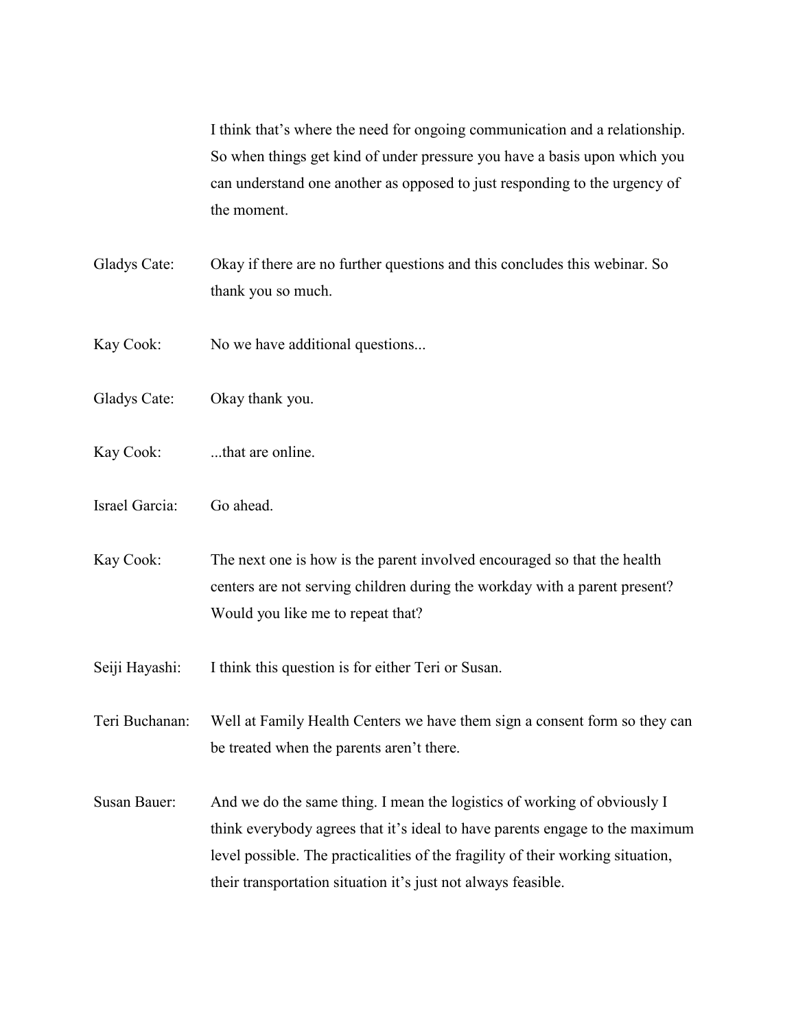I think that's where the need for ongoing communication and a relationship. So when things get kind of under pressure you have a basis upon which you can understand one another as opposed to just responding to the urgency of the moment.

Gladys Cate: Okay if there are no further questions and this concludes this webinar. So thank you so much.

Kay Cook: No we have additional questions...

Gladys Cate: Okay thank you.

Kay Cook: ...that are online.

Israel Garcia: Go ahead.

Kay Cook: The next one is how is the parent involved encouraged so that the health centers are not serving children during the workday with a parent present? Would you like me to repeat that?

Seiji Hayashi: I think this question is for either Teri or Susan.

Teri Buchanan: Well at Family Health Centers we have them sign a consent form so they can be treated when the parents aren't there.

Susan Bauer: And we do the same thing. I mean the logistics of working of obviously I think everybody agrees that it's ideal to have parents engage to the maximum level possible. The practicalities of the fragility of their working situation, their transportation situation it's just not always feasible.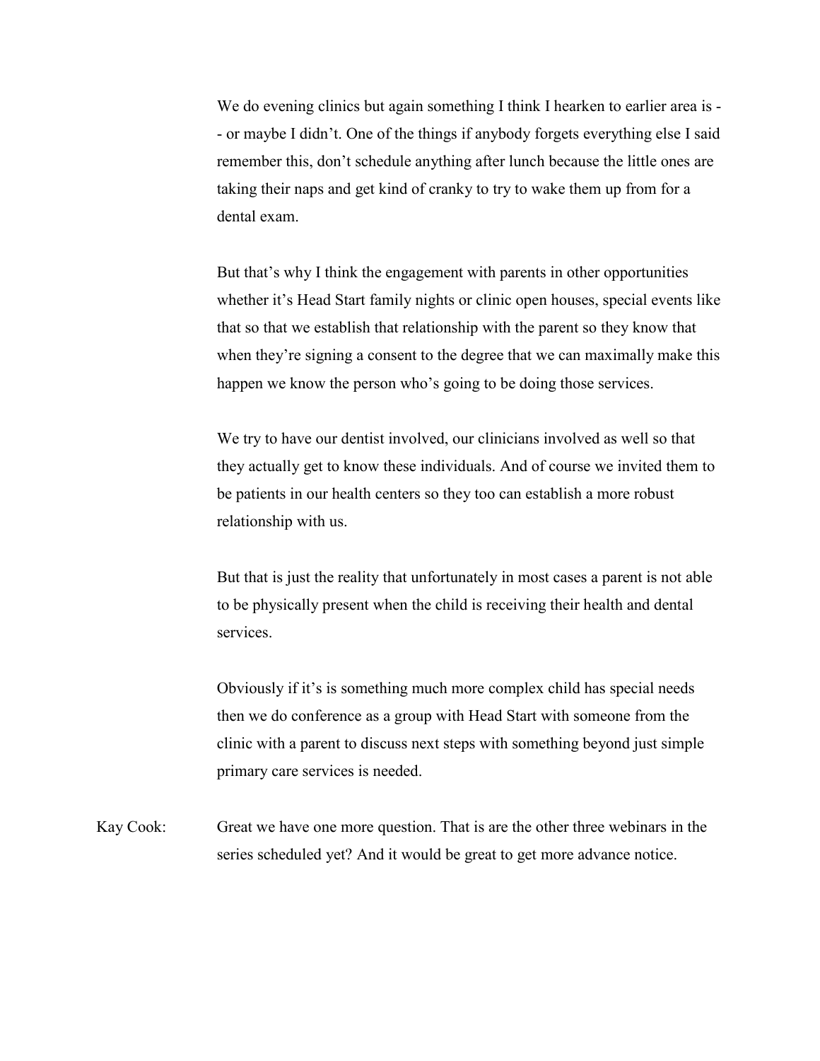We do evening clinics but again something I think I hearken to earlier area is -- or maybe I didn't. One of the things if anybody forgets everything else I said remember this, don't schedule anything after lunch because the little ones are taking their naps and get kind of cranky to try to wake them up from for a dental exam.

But that's why I think the engagement with parents in other opportunities whether it's Head Start family nights or clinic open houses, special events like that so that we establish that relationship with the parent so they know that when they're signing a consent to the degree that we can maximally make this happen we know the person who's going to be doing those services.

We try to have our dentist involved, our clinicians involved as well so that they actually get to know these individuals. And of course we invited them to be patients in our health centers so they too can establish a more robust relationship with us.

But that is just the reality that unfortunately in most cases a parent is not able to be physically present when the child is receiving their health and dental services.

Obviously if it's is something much more complex child has special needs then we do conference as a group with Head Start with someone from the clinic with a parent to discuss next steps with something beyond just simple primary care services is needed.

Kay Cook: Great we have one more question. That is are the other three webinars in the series scheduled yet? And it would be great to get more advance notice.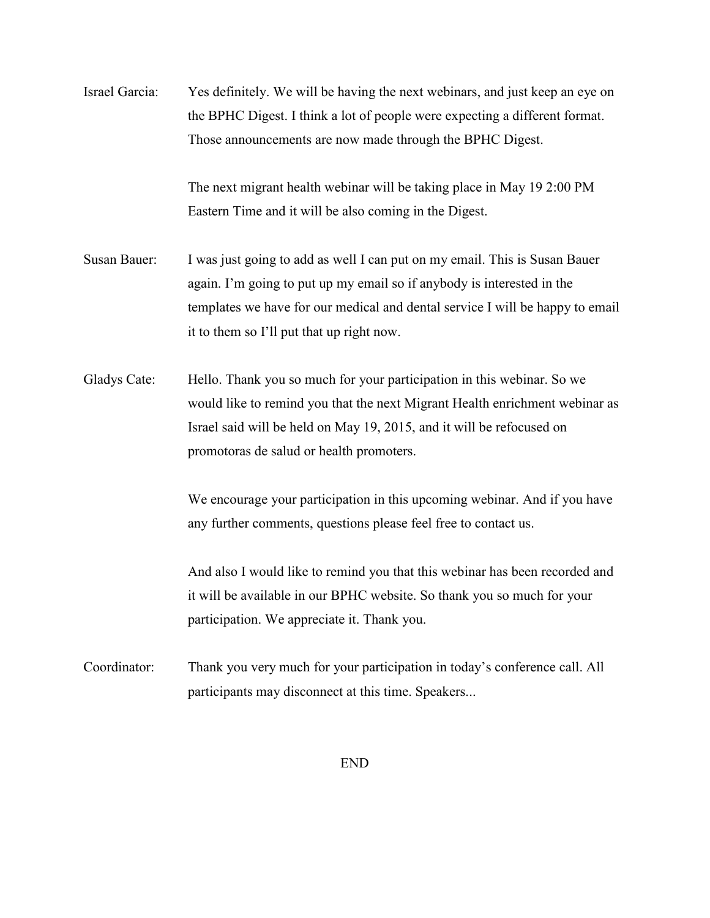Israel Garcia: Yes definitely. We will be having the next webinars, and just keep an eye on the BPHC Digest. I think a lot of people were expecting a different format. Those announcements are now made through the BPHC Digest.

The next migrant health webinar will be taking place in May 19 2:00 PM Eastern Time and it will be also coming in the Digest.

Susan Bauer: I was just going to add as well I can put on my email. This is Susan Bauer again. I'm going to put up my email so if anybody is interested in the templates we have for our medical and dental service I will be happy to email it to them so I'll put that up right now.

Gladys Cate: Hello. Thank you so much for your participation in this webinar. So we would like to remind you that the next Migrant Health enrichment webinar as Israel said will be held on May 19, 2015, and it will be refocused on promotoras de salud or health promoters.

We encourage your participation in this upcoming webinar. And if you have any further comments, questions please feel free to contact us.

And also I would like to remind you that this webinar has been recorded and it will be available in our BPHC website. So thank you so much for your participation. We appreciate it. Thank you.

Coordinator: Thank you very much for your participation in today's conference call. All participants may disconnect at this time. Speakers...

END